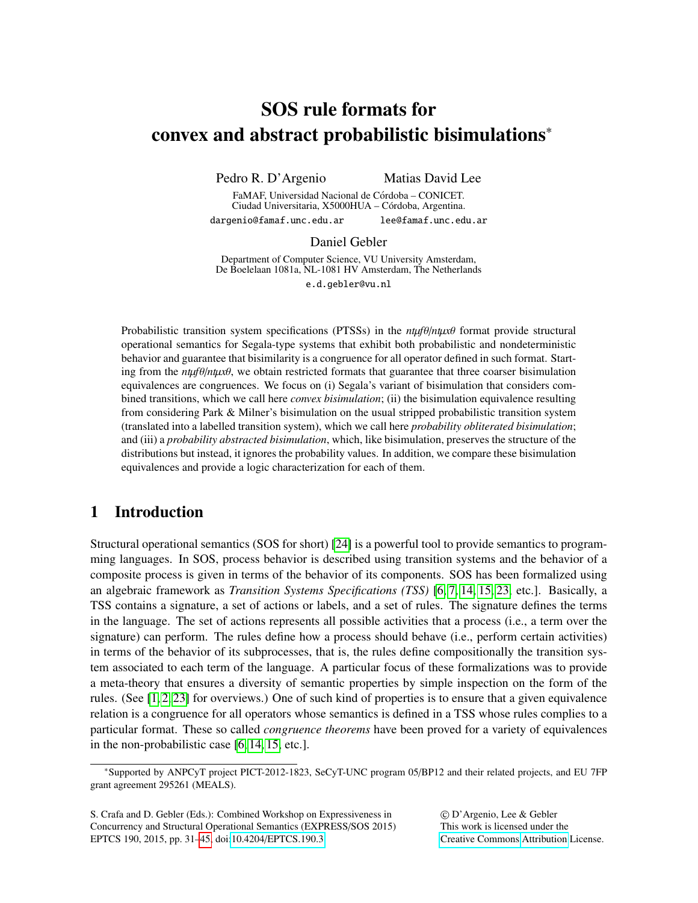# SOS rule formats for convex and abstract probabilistic bisimulations*

Pedro R. D'Argenio Matias David Lee

FaMAF, Universidad Nacional de Córdoba – CONICET.
Ciudad Universitaria, X5000HUA – Córdoba, Argentina.

dargenio@famaf.unc.edu.ar lee@famaf.unc.edu.ar

Daniel Gebler

Department of Computer Science, VU University Amsterdam,
De Boelelaan 1081a, NL-1081 HV Amsterdam, The Netherlands

e.d.gebler@vu.nl

Probabilistic transition system specifications (PTSSs) in the $nt\mu f\theta/nt\mu x\theta$ format provide structural operational semantics for Segala-type systems that exhibit both probabilistic and nondeterministic behavior and guarantee that bisimilarity is a congruence for all operator defined in such format. Starting from the $nt\mu f\theta/nt\mu x\theta$, we obtain restricted formats that guarantee that three coarser bisimulation equivalences are congruences. We focus on (i) Segala's variant of bisimulation that considers combined transitions, which we call here *convex bisimulation*; (ii) the bisimulation equivalence resulting from considering Park & Milner's bisimulation on the usual stripped probabilistic transition system (translated into a labelled transition system), which we call here *probability obliterated bisimulation*; and (iii) a *probability abstracted bisimulation*, which, like bisimulation, preserves the structure of the distributions but instead, it ignores the probability values. In addition, we compare these bisimulation equivalences and provide a logic characterization for each of them.

## 1 Introduction

Structural operational semantics (SOS for short) [24] is a powerful tool to provide semantics to programming languages. In SOS, process behavior is described using transition systems and the behavior of a composite process is given in terms of the behavior of its components. SOS has been formalized using an algebraic framework as *Transition Systems Specifications (TSS)* [6, 7, 14, 15, 23, etc.]. Basically, a TSS contains a signature, a set of actions or labels, and a set of rules. The signature defines the terms in the language. The set of actions represents all possible activities that a process (i.e., a term over the signature) can perform. The rules define how a process should behave (i.e., perform certain activities) in terms of the behavior of its subprocesses, that is, the rules define compositionally the transition system associated to each term of the language. A particular focus of these formalizations was to provide a meta-theory that ensures a diversity of semantic properties by simple inspection on the form of the rules. (See [1, 2, 23] for overviews.) One of such kind of properties is to ensure that a given equivalence relation is a congruence for all operators whose semantics is defined in a TSS whose rules complies to a particular format. These so called *congruence theorems* have been proved for a variety of equivalences in the non-probabilistic case [6, 14, 15, etc.].

*Supported by ANPCyT project PICT-2012-1823, SeCyT-UNC program 05/BP12 and their related projects, and EU 7FP grant agreement 295261 (MEALS).

S. Crafa and D. Gebler (Eds.): Combined Workshop on Expressiveness in Concurrency and Structural Operational Semantics (EXPRESS/SOS 2015) EPTCS 190, 2015, pp. 31–45, doi:10.4204/EPTCS.190.3

© D'Argenio, Lee & Gebler
This work is licensed under the Creative Commons Attribution License.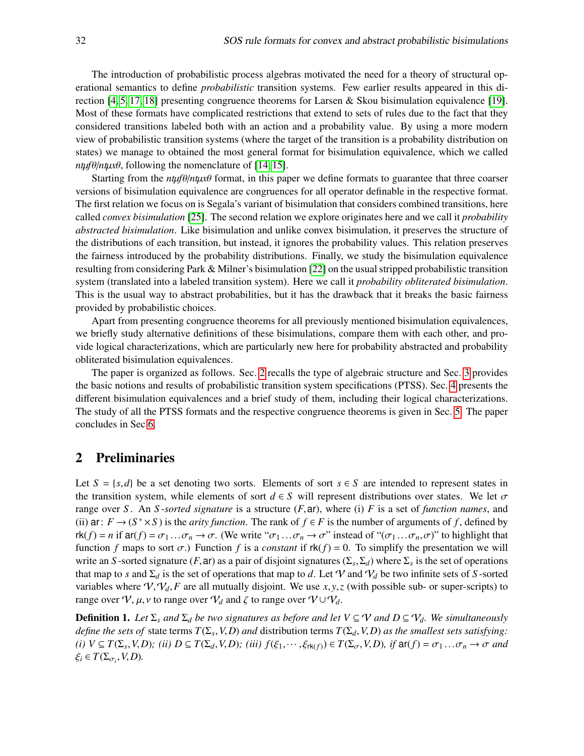The introduction of probabilistic process algebras motivated the need for a theory of structural operational semantics to define *probabilistic* transition systems. Few earlier results appeared in this direction [4, 5, 17, 18] presenting congruence theorems for Larsen & Skou bisimulation equivalence [19]. Most of these formats have complicated restrictions that extend to sets of rules due to the fact that they considered transitions labeled both with an action and a probability value. By using a more modern view of probabilistic transition systems (where the target of the transition is a probability distribution on states) we manage to obtained the most general format for bisimulation equivalence, which we called *ntμfθ/ntμxθ*, following the nomenclature of [14, 15].

Starting from the *ntμfθ/ntμxθ* format, in this paper we define formats to guarantee that three coarser versions of bisimulation equivalence are congruences for all operator definable in the respective format. The first relation we focus on is Segala's variant of bisimulation that considers combined transitions, here called *convex bisimulation* [25]. The second relation we explore originates here and we call it *probability abstracted bisimulation*. Like bisimulation and unlike convex bisimulation, it preserves the structure of the distributions of each transition, but instead, it ignores the probability values. This relation preserves the fairness introduced by the probability distributions. Finally, we study the bisimulation equivalence resulting from considering Park & Milner's bisimulation [22] on the usual stripped probabilistic transition system (translated into a labeled transition system). Here we call it *probability obliterated bisimulation*. This is the usual way to abstract probabilities, but it has the drawback that it breaks the basic fairness provided by probabilistic choices.

Apart from presenting congruence theorems for all previously mentioned bisimulation equivalences, we briefly study alternative definitions of these bisimulations, compare them with each other, and provide logical characterizations, which are particularly new here for probability abstracted and probability obliterated bisimulation equivalences.

The paper is organized as follows. Sec. 2 recalls the type of algebraic structure and Sec. 3 provides the basic notions and results of probabilistic transition system specifications (PTSS). Sec. 4 presents the different bisimulation equivalences and a brief study of them, including their logical characterizations. The study of all the PTSS formats and the respective congruence theorems is given in Sec. 5. The paper concludes in Sec 6.

## 2 Preliminaries

Let $S = \{s, d\}$ be a set denoting two sorts. Elements of sort $s \in S$ are intended to represent states in the transition system, while elements of sort $d \in S$ will represent distributions over states. We let $\sigma$ range over $S$. An *S-sorted signature* is a structure $(F, \mathsf{ar})$, where (i) $F$ is a set of *function names*, and (ii) $\mathsf{ar}\colon F \to (S^* \times S)$ is the *arity function*. The rank of $f \in F$ is the number of arguments of $f$, defined by $\mathsf{rk}(f) = n$ if $\mathsf{ar}(f) = \sigma_1 \dots \sigma_n \to \sigma$. (We write "$\sigma_1 \dots \sigma_n \to \sigma$" instead of "$(\sigma_1 \dots \sigma_n, \sigma)$" to highlight that function $f$ maps to sort $\sigma$.) Function $f$ is a *constant* if $\mathsf{rk}(f) = 0$. To simplify the presentation we will write an $S$-sorted signature $(F, \mathsf{ar})$ as a pair of disjoint signatures $(\Sigma_s, \Sigma_d)$ where $\Sigma_s$ is the set of operations that map to $s$ and $\Sigma_d$ is the set of operations that map to $d$. Let $\mathcal{V}$ and $\mathcal{V}_d$ be two infinite sets of $S$-sorted variables where $\mathcal{V}, \mathcal{V}_d, F$ are all mutually disjoint. We use $x, y, z$ (with possible sub- or super-scripts) to range over $\mathcal{V}$, $\mu, \nu$ to range over $\mathcal{V}_d$ and $\zeta$ to range over $\mathcal{V} \cup \mathcal{V}_d$.

**Definition 1.** *Let $\Sigma_s$ and $\Sigma_d$ be two signatures as before and let $V \subseteq \mathcal{V}$ and $D \subseteq \mathcal{V}_d$. We simultaneously define the sets of* state terms *$T(\Sigma_s, V, D)$ and* distribution terms *$T(\Sigma_d, V, D)$ as the smallest sets satisfying: (i) $V \subseteq T(\Sigma_s, V, D)$; (ii) $D \subseteq T(\Sigma_d, V, D)$; (iii) $f(\xi_1, \cdots, \xi_{\mathsf{rk}(f)}) \in T(\Sigma_\sigma, V, D)$, if $\mathsf{ar}(f) = \sigma_1 \dots \sigma_n \to \sigma$ and $\xi_i \in T(\Sigma_{\sigma_i}, V, D)$.*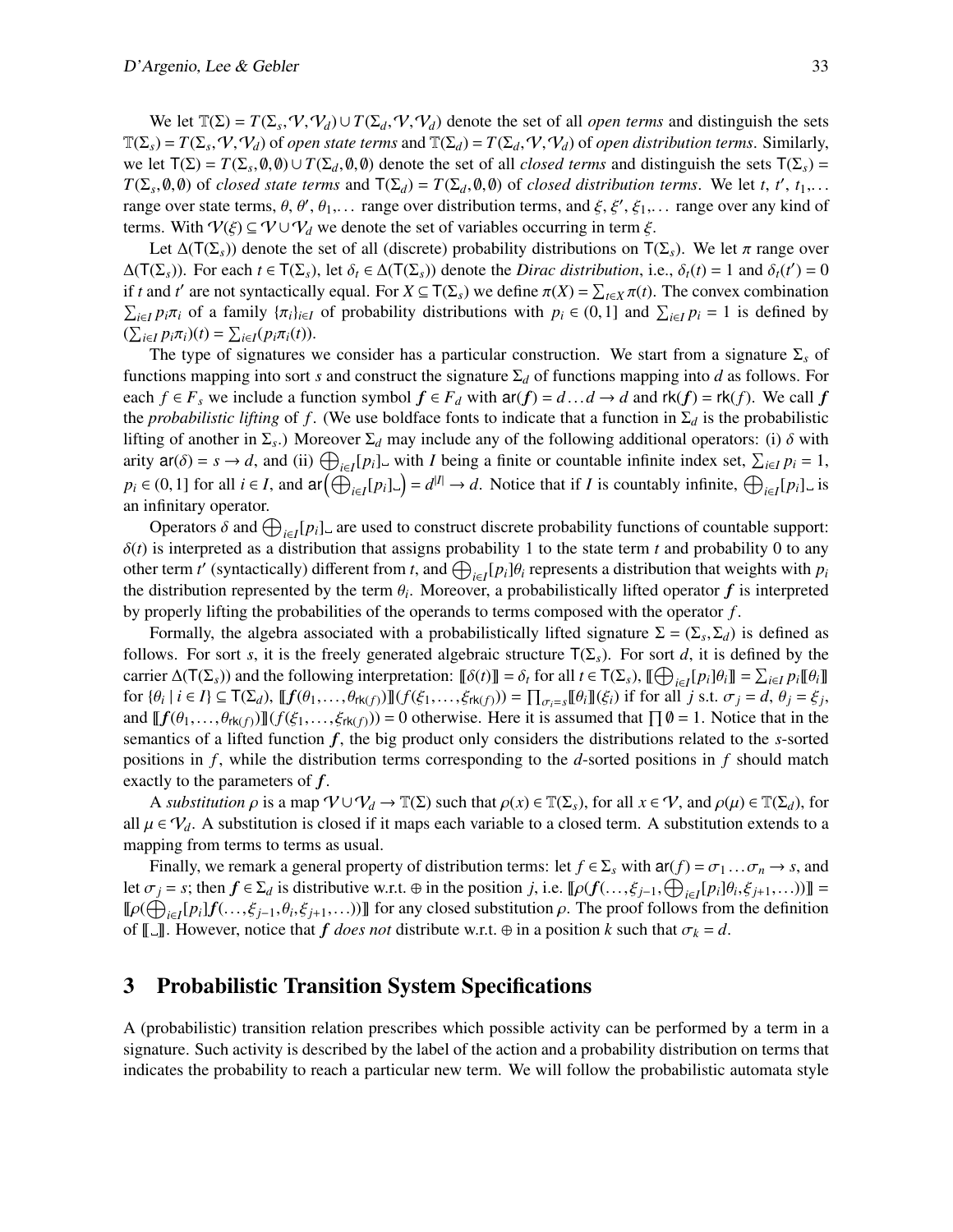We let $\mathbb{T}(\Sigma) = T(\Sigma_s, \mathcal{V}, \mathcal{V}_d) \cup T(\Sigma_d, \mathcal{V}, \mathcal{V}_d)$ denote the set of all *open terms* and distinguish the sets $\mathbb{T}(\Sigma_s) = T(\Sigma_s, \mathcal{V}, \mathcal{V}_d)$ of *open state terms* and $\mathbb{T}(\Sigma_d) = T(\Sigma_d, \mathcal{V}, \mathcal{V}_d)$ of *open distribution terms*. Similarly, we let $\mathsf{T}(\Sigma) = T(\Sigma_s, \emptyset, \emptyset) \cup T(\Sigma_d, \emptyset, \emptyset)$ denote the set of all *closed terms* and distinguish the sets $\mathsf{T}(\Sigma_s) = T(\Sigma_s, \emptyset, \emptyset)$ of *closed state terms* and $\mathsf{T}(\Sigma_d) = T(\Sigma_d, \emptyset, \emptyset)$ of *closed distribution terms*. We let $t$, $t'$, $t_1, \ldots$ range over state terms, $\theta$, $\theta'$, $\theta_1, \ldots$ range over distribution terms, and $\xi$, $\xi'$, $\xi_1, \ldots$ range over any kind of terms. With $\mathcal{V}(\xi) \subseteq \mathcal{V} \cup \mathcal{V}_d$ we denote the set of variables occurring in term $\xi$.

Let $\Delta(\mathsf{T}(\Sigma_s))$ denote the set of all (discrete) probability distributions on $\mathsf{T}(\Sigma_s)$. We let $\pi$ range over $\Delta(\mathsf{T}(\Sigma_s))$. For each $t \in \mathsf{T}(\Sigma_s)$, let $\delta_t \in \Delta(\mathsf{T}(\Sigma_s))$ denote the *Dirac distribution*, i.e., $\delta_t(t) = 1$ and $\delta_t(t') = 0$ if $t$ and $t'$ are not syntactically equal. For $X \subseteq \mathsf{T}(\Sigma_s)$ we define $\pi(X) = \sum_{t \in X} \pi(t)$. The convex combination $\sum_{i \in I} p_i \pi_i$ of a family $\{\pi_i\}_{i \in I}$ of probability distributions with $p_i \in (0,1]$ and $\sum_{i \in I} p_i = 1$ is defined by $(\sum_{i \in I} p_i \pi_i)(t) = \sum_{i \in I} (p_i \pi_i(t))$.

The type of signatures we consider has a particular construction. We start from a signature $\Sigma_s$ of functions mapping into sort $s$ and construct the signature $\Sigma_d$ of functions mapping into $d$ as follows. For each $f \in F_s$ we include a function symbol $\boldsymbol{f} \in F_d$ with $\mathsf{ar}(\boldsymbol{f}) = d \ldots d \to d$ and $\mathsf{rk}(\boldsymbol{f}) = \mathsf{rk}(f)$. We call $\boldsymbol{f}$ the *probabilistic lifting* of $f$. (We use boldface fonts to indicate that a function in $\Sigma_d$ is the probabilistic lifting of another in $\Sigma_s$.) Moreover $\Sigma_d$ may include any of the following additional operators: (i) $\delta$ with arity $\mathsf{ar}(\delta) = s \to d$, and (ii) $\bigoplus_{i \in I} [p_i]\_$ with $I$ being a finite or countable infinite index set, $\sum_{i \in I} p_i = 1$, $p_i \in (0,1]$ for all $i \in I$, and $\mathsf{ar}\big(\bigoplus_{i \in I} [p_i]\_\big) = d^{|I|} \to d$. Notice that if $I$ is countably infinite, $\bigoplus_{i \in I} [p_i]\_$ is an infinitary operator.

Operators $\delta$ and $\bigoplus_{i \in I} [p_i]\_$ are used to construct discrete probability functions of countable support: $\delta(t)$ is interpreted as a distribution that assigns probability 1 to the state term $t$ and probability 0 to any other term $t'$ (syntactically) different from $t$, and $\bigoplus_{i \in I} [p_i] \theta_i$ represents a distribution that weights with $p_i$ the distribution represented by the term $\theta_i$. Moreover, a probabilistically lifted operator $\boldsymbol{f}$ is interpreted by properly lifting the probabilities of the operands to terms composed with the operator $f$.

Formally, the algebra associated with a probabilistically lifted signature $\Sigma = (\Sigma_s, \Sigma_d)$ is defined as follows. For sort $s$, it is the freely generated algebraic structure $\mathsf{T}(\Sigma_s)$. For sort $d$, it is defined by the carrier $\Delta(\mathsf{T}(\Sigma_s))$ and the following interpretation: $[\![\delta(t)]\!] = \delta_t$ for all $t \in \mathsf{T}(\Sigma_s)$, $[\![\bigoplus_{i \in I} [p_i] \theta_i]\!] = \sum_{i \in I} p_i [\![\theta_i]\!]$ for $\{\theta_i \mid i \in I\} \subseteq \mathsf{T}(\Sigma_d)$, $[\![\boldsymbol{f}(\theta_1, \ldots, \theta_{\mathsf{rk}(f)})]\!](f(\xi_1, \ldots, \xi_{\mathsf{rk}(f)})) = \prod_{\sigma_i = s} [\![\theta_i]\!](\xi_i)$ if for all $j$ s.t. $\sigma_j = d$, $\theta_j = \xi_j$, and $[\![\boldsymbol{f}(\theta_1, \ldots, \theta_{\mathsf{rk}(f)})]\!](f(\xi_1, \ldots, \xi_{\mathsf{rk}(f)})) = 0$ otherwise. Here it is assumed that $\prod \emptyset = 1$. Notice that in the semantics of a lifted function $\boldsymbol{f}$, the big product only considers the distributions related to the $s$-sorted positions in $f$, while the distribution terms corresponding to the $d$-sorted positions in $f$ should match exactly to the parameters of $\boldsymbol{f}$.

A *substitution* $\rho$ is a map $\mathcal{V} \cup \mathcal{V}_d \to \mathbb{T}(\Sigma)$ such that $\rho(x) \in \mathbb{T}(\Sigma_s)$, for all $x \in \mathcal{V}$, and $\rho(\mu) \in \mathbb{T}(\Sigma_d)$, for all $\mu \in \mathcal{V}_d$. A substitution is closed if it maps each variable to a closed term. A substitution extends to a mapping from terms to terms as usual.

Finally, we remark a general property of distribution terms: let $f \in \Sigma_s$ with $\mathsf{ar}(f) = \sigma_1 \ldots \sigma_n \to s$, and let $\sigma_j = s$; then $\boldsymbol{f} \in \Sigma_d$ is distributive w.r.t. $\oplus$ in the position $j$, i.e. $[\![\rho(\boldsymbol{f}(\ldots, \xi_{j-1}, \bigoplus_{i \in I} [p_i] \theta_i, \xi_{j+1}, \ldots))]\!] = [\![\rho(\bigoplus_{i \in I} [p_i] \boldsymbol{f}(\ldots, \xi_{j-1}, \theta_i, \xi_{j+1}, \ldots))]\!]$ for any closed substitution $\rho$. The proof follows from the definition of $[\![\_]\!]$. However, notice that $\boldsymbol{f}$ *does not* distribute w.r.t. $\oplus$ in a position $k$ such that $\sigma_k = d$.

## 3 Probabilistic Transition System Specifications

A (probabilistic) transition relation prescribes which possible activity can be performed by a term in a signature. Such activity is described by the label of the action and a probability distribution on terms that indicates the probability to reach a particular new term. We will follow the probabilistic automata style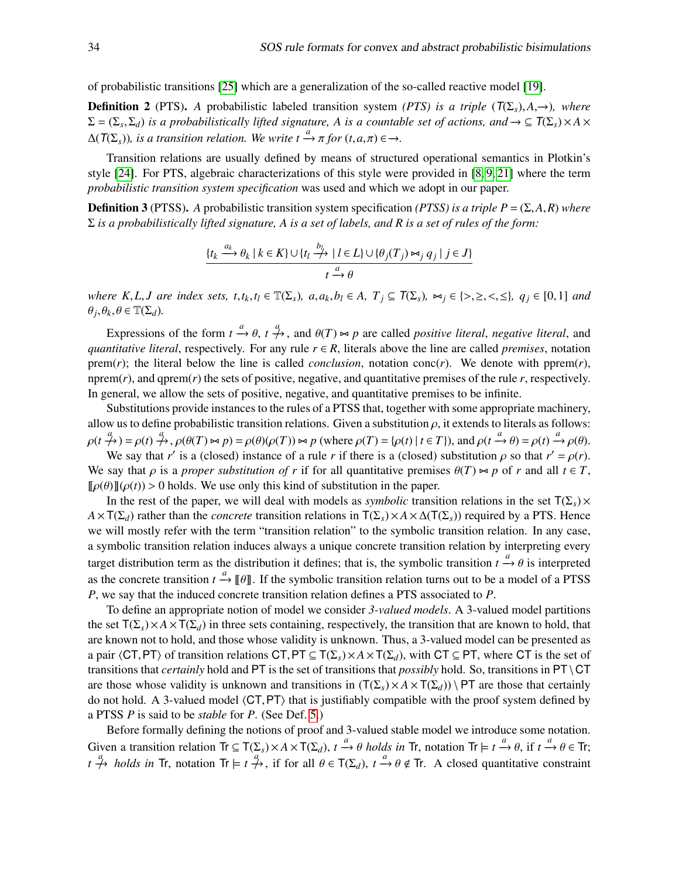of probabilistic transitions [25] which are a generalization of the so-called reactive model [19].

**Definition 2** (PTS). *A probabilistic labeled transition system (PTS) is a triple* $(\mathsf{T}(\Sigma_s), A, \rightarrow)$*, where* $\Sigma = (\Sigma_s, \Sigma_d)$ *is a probabilistically lifted signature, A is a countable set of actions, and* $\rightarrow \subseteq \mathsf{T}(\Sigma_s) \times A \times \Delta(\mathsf{T}(\Sigma_s))$*, is a transition relation. We write* $t \xrightarrow{a} \pi$ *for* $(t, a, \pi) \in \rightarrow$.

Transition relations are usually defined by means of structured operational semantics in Plotkin's style [24]. For PTS, algebraic characterizations of this style were provided in [8, 9, 21] where the term *probabilistic transition system specification* was used and which we adopt in our paper.

**Definition 3** (PTSS). *A probabilistic transition system specification (PTSS) is a triple* $P = (\Sigma, A, R)$ *where* $\Sigma$ *is a probabilistically lifted signature, A is a set of labels, and R is a set of rules of the form:*

$$\frac{\{t_k \xrightarrow{a_k} \theta_k \mid k \in K\} \cup \{t_l \stackrel{b_l}{\not\rightarrow} \mid l \in L\} \cup \{\theta_j(T_j) \bowtie_j q_j \mid j \in J\}}{t \xrightarrow{a} \theta}$$

*where* $K, L, J$ *are index sets,* $t, t_k, t_l \in \mathbb{T}(\Sigma_s)$*,* $a, a_k, b_l \in A$*,* $T_j \subseteq \mathsf{T}(\Sigma_s)$*,* $\bowtie_j \in \{>, \geq, <, \leq\}$*,* $q_j \in [0,1]$ *and* $\theta_j, \theta_k, \theta \in \mathbb{T}(\Sigma_d)$.

Expressions of the form $t \xrightarrow{a} \theta$, $t \stackrel{a}{\not\rightarrow}$, and $\theta(T) \bowtie p$ are called *positive literal*, *negative literal*, and *quantitative literal*, respectively. For any rule $r \in R$, literals above the line are called *premises*, notation prem($r$); the literal below the line is called *conclusion*, notation conc($r$). We denote with pprem($r$), nprem($r$), and qprem($r$) the sets of positive, negative, and quantitative premises of the rule $r$, respectively. In general, we allow the sets of positive, negative, and quantitative premises to be infinite.

Substitutions provide instances to the rules of a PTSS that, together with some appropriate machinery, allow us to define probabilistic transition relations. Given a substitution $\rho$, it extends to literals as follows: $\rho(t \stackrel{a}{\not\rightarrow}) = \rho(t) \stackrel{a}{\not\rightarrow}$, $\rho(\theta(T) \bowtie p) = \rho(\theta)(\rho(T)) \bowtie p$ (where $\rho(T) = \{\rho(t) \mid t \in T\}$), and $\rho(t \xrightarrow{a} \theta) = \rho(t) \xrightarrow{a} \rho(\theta)$.

We say that $r'$ is a (closed) instance of a rule $r$ if there is a (closed) substitution $\rho$ so that $r' = \rho(r)$. We say that $\rho$ is a *proper substitution of* $r$ if for all quantitative premises $\theta(T) \bowtie p$ of $r$ and all $t \in T$, $[\![\rho(\theta)]\!](\rho(t)) > 0$ holds. We use only this kind of substitution in the paper.

In the rest of the paper, we will deal with models as *symbolic* transition relations in the set $\mathsf{T}(\Sigma_s) \times A \times \mathsf{T}(\Sigma_d)$ rather than the *concrete* transition relations in $\mathsf{T}(\Sigma_s) \times A \times \Delta(\mathsf{T}(\Sigma_s))$ required by a PTS. Hence we will mostly refer with the term "transition relation" to the symbolic transition relation. In any case, a symbolic transition relation induces always a unique concrete transition relation by interpreting every target distribution term as the distribution it defines; that is, the symbolic transition $t \xrightarrow{a} \theta$ is interpreted as the concrete transition $t \xrightarrow{a} [\![\theta]\!]$. If the symbolic transition relation turns out to be a model of a PTSS $P$, we say that the induced concrete transition relation defines a PTS associated to $P$.

To define an appropriate notion of model we consider *3-valued models*. A 3-valued model partitions the set $\mathsf{T}(\Sigma_s) \times A \times \mathsf{T}(\Sigma_d)$ in three sets containing, respectively, the transition that are known to hold, that are known not to hold, and those whose validity is unknown. Thus, a 3-valued model can be presented as a pair $\langle \mathsf{CT}, \mathsf{PT} \rangle$ of transition relations $\mathsf{CT}, \mathsf{PT} \subseteq \mathsf{T}(\Sigma_s) \times A \times \mathsf{T}(\Sigma_d)$, with $\mathsf{CT} \subseteq \mathsf{PT}$, where $\mathsf{CT}$ is the set of transitions that *certainly* hold and $\mathsf{PT}$ is the set of transitions that *possibly* hold. So, transitions in $\mathsf{PT} \setminus \mathsf{CT}$ are those whose validity is unknown and transitions in $(\mathsf{T}(\Sigma_s) \times A \times \mathsf{T}(\Sigma_d)) \setminus \mathsf{PT}$ are those that certainly do not hold. A 3-valued model $\langle \mathsf{CT}, \mathsf{PT} \rangle$ that is justifiably compatible with the proof system defined by a PTSS $P$ is said to be *stable* for $P$. (See Def. 5.)

Before formally defining the notions of proof and 3-valued stable model we introduce some notation. Given a transition relation $\mathsf{Tr} \subseteq \mathsf{T}(\Sigma_s) \times A \times \mathsf{T}(\Sigma_d)$, $t \xrightarrow{a} \theta$ *holds in* $\mathsf{Tr}$, notation $\mathsf{Tr} \models t \xrightarrow{a} \theta$, if $t \xrightarrow{a} \theta \in \mathsf{Tr}$; $t \stackrel{a}{\not\rightarrow}$ *holds in* $\mathsf{Tr}$, notation $\mathsf{Tr} \models t \stackrel{a}{\not\rightarrow}$, if for all $\theta \in \mathsf{T}(\Sigma_d)$, $t \xrightarrow{a} \theta \notin \mathsf{Tr}$. A closed quantitative constraint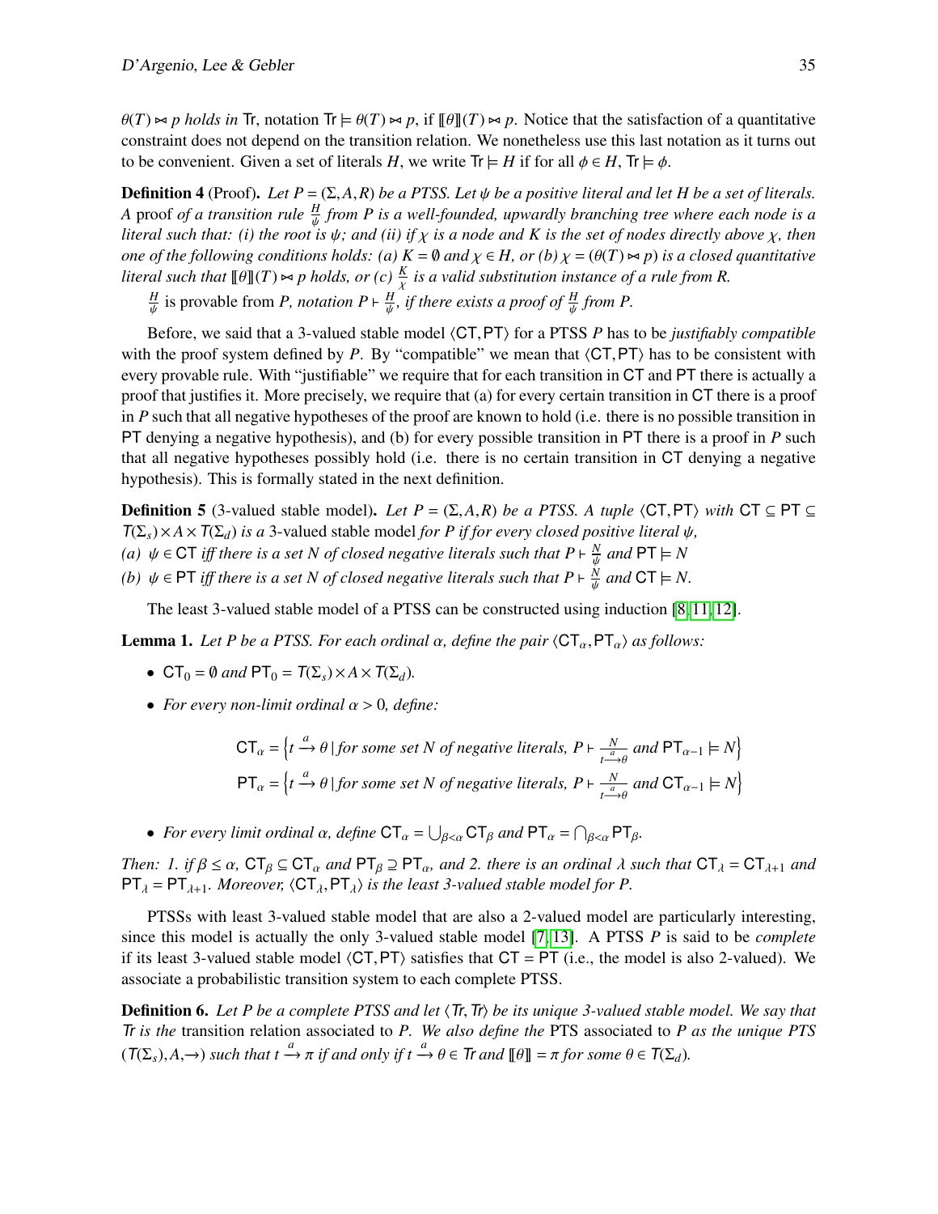$\theta(T) \bowtie p$ *holds in* $\mathsf{Tr}$, notation $\mathsf{Tr} \models \theta(T) \bowtie p$, if $[\![\theta]\!](T) \bowtie p$. Notice that the satisfaction of a quantitative constraint does not depend on the transition relation. We nonetheless use this last notation as it turns out to be convenient. Given a set of literals $H$, we write $\mathsf{Tr} \models H$ if for all $\phi \in H$, $\mathsf{Tr} \models \phi$.

**Definition 4** (Proof)**.** *Let $P = (\Sigma, A, R)$ be a PTSS. Let $\psi$ be a positive literal and let $H$ be a set of literals. A* proof *of a transition rule $\frac{H}{\psi}$ from $P$ is a well-founded, upwardly branching tree where each node is a literal such that: (i) the root is $\psi$; and (ii) if $\chi$ is a node and $K$ is the set of nodes directly above $\chi$, then one of the following conditions holds: (a) $K = \emptyset$ and $\chi \in H$, or (b) $\chi = (\theta(T) \bowtie p)$ is a closed quantitative literal such that $[\![\theta]\!](T) \bowtie p$ holds, or (c) $\frac{K}{\chi}$ is a valid substitution instance of a rule from $R$.*

$\frac{H}{\psi}$ is provable from *$P$, notation $P \vdash \frac{H}{\psi}$, if there exists a proof of $\frac{H}{\psi}$ from $P$.*

Before, we said that a 3-valued stable model $\langle \mathsf{CT}, \mathsf{PT} \rangle$ for a PTSS $P$ has to be *justifiably compatible* with the proof system defined by $P$. By "compatible" we mean that $\langle \mathsf{CT}, \mathsf{PT} \rangle$ has to be consistent with every provable rule. With "justifiable" we require that for each transition in $\mathsf{CT}$ and $\mathsf{PT}$ there is actually a proof that justifies it. More precisely, we require that (a) for every certain transition in $\mathsf{CT}$ there is a proof in $P$ such that all negative hypotheses of the proof are known to hold (i.e. there is no possible transition in $\mathsf{PT}$ denying a negative hypothesis), and (b) for every possible transition in $\mathsf{PT}$ there is a proof in $P$ such that all negative hypotheses possibly hold (i.e. there is no certain transition in $\mathsf{CT}$ denying a negative hypothesis). This is formally stated in the next definition.

**Definition 5** (3-valued stable model)**.** *Let $P = (\Sigma, A, R)$ be a PTSS. A tuple $\langle \mathsf{CT}, \mathsf{PT} \rangle$ with $\mathsf{CT} \subseteq \mathsf{PT} \subseteq T(\Sigma_s) \times A \times T(\Sigma_d)$ is a* 3-valued stable model *for $P$ if for every closed positive literal $\psi$,*
*(a) $\psi \in \mathsf{CT}$ iff there is a set $N$ of closed negative literals such that $P \vdash \frac{N}{\psi}$ and $\mathsf{PT} \models N$*
*(b) $\psi \in \mathsf{PT}$ iff there is a set $N$ of closed negative literals such that $P \vdash \frac{N}{\psi}$ and $\mathsf{CT} \models N$.*

The least 3-valued stable model of a PTSS can be constructed using induction [8, 11, 12].

**Lemma 1.** *Let $P$ be a PTSS. For each ordinal $\alpha$, define the pair $\langle \mathsf{CT}_\alpha, \mathsf{PT}_\alpha \rangle$ as follows:*

- *$\mathsf{CT}_0 = \emptyset$ and $\mathsf{PT}_0 = T(\Sigma_s) \times A \times T(\Sigma_d)$.*
- *For every non-limit ordinal $\alpha > 0$, define:*

$$\mathsf{CT}_\alpha = \left\{ t \xrightarrow{a} \theta \mid \text{for some set } N \text{ of negative literals, } P \vdash \frac{N}{t \xrightarrow{a} \theta} \text{ and } \mathsf{PT}_{\alpha-1} \models N \right\}$$
$$\mathsf{PT}_\alpha = \left\{ t \xrightarrow{a} \theta \mid \text{for some set } N \text{ of negative literals, } P \vdash \frac{N}{t \xrightarrow{a} \theta} \text{ and } \mathsf{CT}_{\alpha-1} \models N \right\}$$

- *For every limit ordinal $\alpha$, define $\mathsf{CT}_\alpha = \bigcup_{\beta<\alpha} \mathsf{CT}_\beta$ and $\mathsf{PT}_\alpha = \bigcap_{\beta<\alpha} \mathsf{PT}_\beta$.*

*Then: 1. if $\beta \leq \alpha$, $\mathsf{CT}_\beta \subseteq \mathsf{CT}_\alpha$ and $\mathsf{PT}_\beta \supseteq \mathsf{PT}_\alpha$, and 2. there is an ordinal $\lambda$ such that $\mathsf{CT}_\lambda = \mathsf{CT}_{\lambda+1}$ and $\mathsf{PT}_\lambda = \mathsf{PT}_{\lambda+1}$. Moreover, $\langle \mathsf{CT}_\lambda, \mathsf{PT}_\lambda \rangle$ is the least 3-valued stable model for $P$.*

PTSSs with least 3-valued stable model that are also a 2-valued model are particularly interesting, since this model is actually the only 3-valued stable model [7, 13]. A PTSS $P$ is said to be *complete* if its least 3-valued stable model $\langle \mathsf{CT}, \mathsf{PT} \rangle$ satisfies that $\mathsf{CT} = \mathsf{PT}$ (i.e., the model is also 2-valued). We associate a probabilistic transition system to each complete PTSS.

**Definition 6.** *Let $P$ be a complete PTSS and let $\langle \mathit{Tr}, \mathit{Tr} \rangle$ be its unique 3-valued stable model. We say that $\mathit{Tr}$ is the* transition relation *associated to $P$. We also define the* PTS *associated to $P$ as the unique PTS $(T(\Sigma_s), A, \rightarrow)$ such that $t \xrightarrow{a} \pi$ if and only if $t \xrightarrow{a} \theta \in \mathit{Tr}$ and $[\![\theta]\!] = \pi$ for some $\theta \in T(\Sigma_d)$.*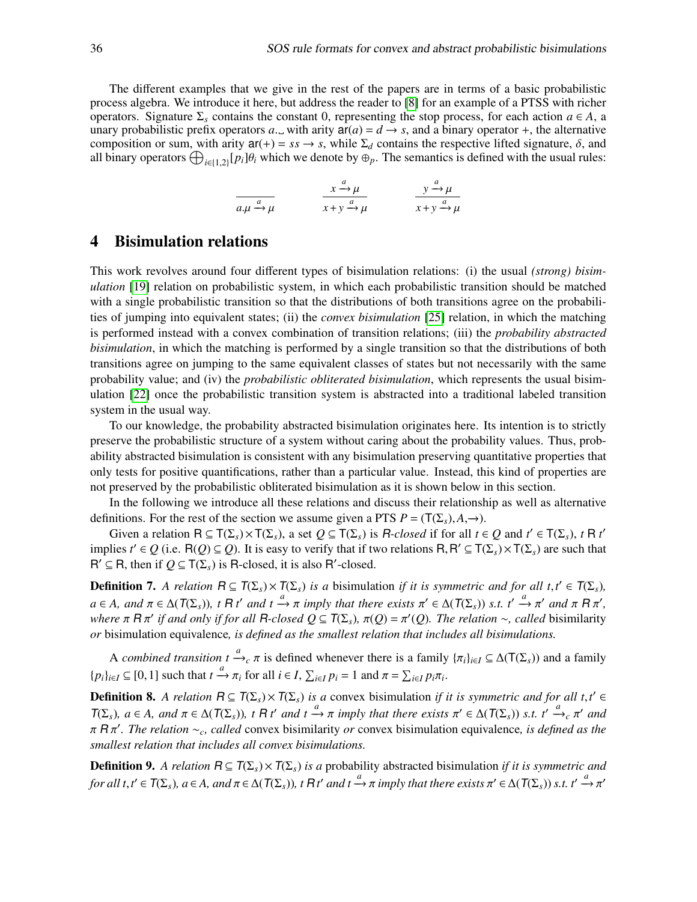The different examples that we give in the rest of the papers are in terms of a basic probabilistic process algebra. We introduce it here, but address the reader to [8] for an example of a PTSS with richer operators. Signature $\Sigma_s$ contains the constant 0, representing the stop process, for each action $a \in A$, a unary probabilistic prefix operators $a.\_$ with arity $\mathsf{ar}(a) = d \to s$, and a binary operator $+$, the alternative composition or sum, with arity $\mathsf{ar}(+) = ss \to s$, while $\Sigma_d$ contains the respective lifted signature, $\delta$, and all binary operators $\bigoplus_{i \in \{1,2\}}[p_i]\theta_i$ which we denote by $\oplus_p$. The semantics is defined with the usual rules:

$$\frac{}{a.\mu \xrightarrow{a} \mu} \qquad \frac{x \xrightarrow{a} \mu}{x + y \xrightarrow{a} \mu} \qquad \frac{y \xrightarrow{a} \mu}{x + y \xrightarrow{a} \mu}$$

# 4 Bisimulation relations

This work revolves around four different types of bisimulation relations: (i) the usual *(strong) bisimulation* [19] relation on probabilistic system, in which each probabilistic transition should be matched with a single probabilistic transition so that the distributions of both transitions agree on the probabilities of jumping into equivalent states; (ii) the *convex bisimulation* [25] relation, in which the matching is performed instead with a convex combination of transition relations; (iii) the *probability abstracted bisimulation*, in which the matching is performed by a single transition so that the distributions of both transitions agree on jumping to the same equivalent classes of states but not necessarily with the same probability value; and (iv) the *probabilistic obliterated bisimulation*, which represents the usual bisimulation [22] once the probabilistic transition system is abstracted into a traditional labeled transition system in the usual way.

To our knowledge, the probability abstracted bisimulation originates here. Its intention is to strictly preserve the probabilistic structure of a system without caring about the probability values. Thus, probability abstracted bisimulation is consistent with any bisimulation preserving quantitative properties that only tests for positive quantifications, rather than a particular value. Instead, this kind of properties are not preserved by the probabilistic obliterated bisimulation as it is shown below in this section.

In the following we introduce all these relations and discuss their relationship as well as alternative definitions. For the rest of the section we assume given a PTS $P = (\mathsf{T}(\Sigma_s), A, \to)$.

Given a relation $\mathsf{R} \subseteq \mathsf{T}(\Sigma_s) \times \mathsf{T}(\Sigma_s)$, a set $Q \subseteq \mathsf{T}(\Sigma_s)$ is *R-closed* if for all $t \in Q$ and $t' \in \mathsf{T}(\Sigma_s)$, $t \mathrel{\mathsf{R}} t'$ implies $t' \in Q$ (i.e. $\mathsf{R}(Q) \subseteq Q$). It is easy to verify that if two relations $\mathsf{R}, \mathsf{R}' \subseteq \mathsf{T}(\Sigma_s) \times \mathsf{T}(\Sigma_s)$ are such that $\mathsf{R}' \subseteq \mathsf{R}$, then if $Q \subseteq \mathsf{T}(\Sigma_s)$ is R-closed, it is also R′-closed.

**Definition 7.** *A relation $\mathsf{R} \subseteq \mathsf{T}(\Sigma_s) \times \mathsf{T}(\Sigma_s)$ is a* bisimulation *if it is symmetric and for all $t, t' \in \mathsf{T}(\Sigma_s)$, $a \in A$, and $\pi \in \Delta(\mathsf{T}(\Sigma_s))$, $t \mathrel{\mathsf{R}} t'$ and $t \xrightarrow{a} \pi$ imply that there exists $\pi' \in \Delta(\mathsf{T}(\Sigma_s))$ s.t. $t' \xrightarrow{a} \pi'$ and $\pi \mathrel{\mathsf{R}} \pi'$, where $\pi \mathrel{\mathsf{R}} \pi'$ if and only if for all R-closed $Q \subseteq \mathsf{T}(\Sigma_s)$, $\pi(Q) = \pi'(Q)$. The relation $\sim$, called* bisimilarity *or* bisimulation equivalence*, is defined as the smallest relation that includes all bisimulations.*

A *combined transition* $t \xrightarrow{a}_c \pi$ is defined whenever there is a family $\{\pi_i\}_{i \in I} \subseteq \Delta(\mathsf{T}(\Sigma_s))$ and a family $\{p_i\}_{i \in I} \subseteq [0,1]$ such that $t \xrightarrow{a} \pi_i$ for all $i \in I$, $\sum_{i \in I} p_i = 1$ and $\pi = \sum_{i \in I} p_i \pi_i$.

**Definition 8.** *A relation $\mathsf{R} \subseteq \mathsf{T}(\Sigma_s) \times \mathsf{T}(\Sigma_s)$ is a* convex bisimulation *if it is symmetric and for all $t, t' \in \mathsf{T}(\Sigma_s)$, $a \in A$, and $\pi \in \Delta(\mathsf{T}(\Sigma_s))$, $t \mathrel{\mathsf{R}} t'$ and $t \xrightarrow{a} \pi$ imply that there exists $\pi' \in \Delta(\mathsf{T}(\Sigma_s))$ s.t. $t' \xrightarrow{a}_c \pi'$ and $\pi \mathrel{\mathsf{R}} \pi'$. The relation $\sim_c$, called* convex bisimilarity *or* convex bisimulation equivalence*, is defined as the smallest relation that includes all convex bisimulations.*

**Definition 9.** *A relation $\mathsf{R} \subseteq \mathsf{T}(\Sigma_s) \times \mathsf{T}(\Sigma_s)$ is a* probability abstracted bisimulation *if it is symmetric and for all $t, t' \in \mathsf{T}(\Sigma_s)$, $a \in A$, and $\pi \in \Delta(\mathsf{T}(\Sigma_s))$, $t \mathrel{\mathsf{R}} t'$ and $t \xrightarrow{a} \pi$ imply that there exists $\pi' \in \Delta(\mathsf{T}(\Sigma_s))$ s.t. $t' \xrightarrow{a} \pi'$*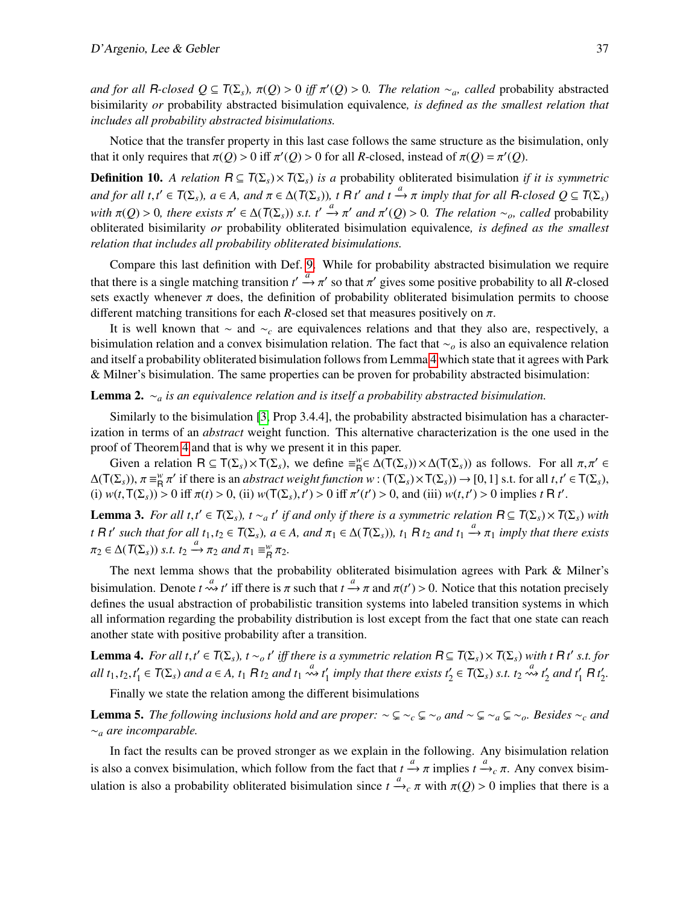*and for all R-closed $Q \subseteq T(\Sigma_s)$, $\pi(Q) > 0$ iff $\pi'(Q) > 0$. The relation $\sim_a$, called* probability abstracted bisimilarity *or* probability abstracted bisimulation equivalence*, is defined as the smallest relation that includes all probability abstracted bisimulations.*

Notice that the transfer property in this last case follows the same structure as the bisimulation, only that it only requires that $\pi(Q) > 0$ iff $\pi'(Q) > 0$ for all $R$-closed, instead of $\pi(Q) = \pi'(Q)$.

**Definition 10.** *A relation $R \subseteq T(\Sigma_s) \times T(\Sigma_s)$ is a* probability obliterated bisimulation *if it is symmetric and for all $t, t' \in T(\Sigma_s)$, $a \in A$, and $\pi \in \Delta(T(\Sigma_s))$, $t \mathrel{R} t'$ and $t \xrightarrow{a} \pi$ imply that for all R-closed $Q \subseteq T(\Sigma_s)$ with $\pi(Q) > 0$, there exists $\pi' \in \Delta(T(\Sigma_s))$ s.t. $t' \xrightarrow{a} \pi'$ and $\pi'(Q) > 0$. The relation $\sim_o$, called* probability obliterated bisimilarity *or* probability obliterated bisimulation equivalence*, is defined as the smallest relation that includes all probability obliterated bisimulations.*

Compare this last definition with Def. 9. While for probability abstracted bisimulation we require that there is a single matching transition $t' \xrightarrow{a} \pi'$ so that $\pi'$ gives some positive probability to all $R$-closed sets exactly whenever $\pi$ does, the definition of probability obliterated bisimulation permits to choose different matching transitions for each $R$-closed set that measures positively on $\pi$.

It is well known that $\sim$ and $\sim_c$ are equivalences relations and that they also are, respectively, a bisimulation relation and a convex bisimulation relation. The fact that $\sim_o$ is also an equivalence relation and itself a probability obliterated bisimulation follows from Lemma 4 which state that it agrees with Park & Milner's bisimulation. The same properties can be proven for probability abstracted bisimulation:

**Lemma 2.** *$\sim_a$ is an equivalence relation and is itself a probability abstracted bisimulation.*

Similarly to the bisimulation [3, Prop 3.4.4], the probability abstracted bisimulation has a characterization in terms of an *abstract* weight function. This alternative characterization is the one used in the proof of Theorem 4 and that is why we present it in this paper.

Given a relation $R \subseteq T(\Sigma_s) \times T(\Sigma_s)$, we define $\equiv^w_R \in \Delta(T(\Sigma_s)) \times \Delta(T(\Sigma_s))$ as follows. For all $\pi, \pi' \in \Delta(T(\Sigma_s))$, $\pi \equiv^w_R \pi'$ if there is an *abstract weight function* $w : (T(\Sigma_s) \times T(\Sigma_s)) \to [0,1]$ s.t. for all $t, t' \in T(\Sigma_s)$, (i) $w(t, T(\Sigma_s)) > 0$ iff $\pi(t) > 0$, (ii) $w(T(\Sigma_s), t') > 0$ iff $\pi'(t') > 0$, and (iii) $w(t, t') > 0$ implies $t \mathrel{R} t'$.

**Lemma 3.** *For all $t, t' \in T(\Sigma_s)$, $t \sim_a t'$ if and only if there is a symmetric relation $R \subseteq T(\Sigma_s) \times T(\Sigma_s)$ with $t \mathrel{R} t'$ such that for all $t_1, t_2 \in T(\Sigma_s)$, $a \in A$, and $\pi_1 \in \Delta(T(\Sigma_s))$, $t_1 \mathrel{R} t_2$ and $t_1 \xrightarrow{a} \pi_1$ imply that there exists $\pi_2 \in \Delta(T(\Sigma_s))$ s.t. $t_2 \xrightarrow{a} \pi_2$ and $\pi_1 \equiv^w_R \pi_2$.*

The next lemma shows that the probability obliterated bisimulation agrees with Park & Milner's bisimulation. Denote $t \overset{a}{\rightsquigarrow} t'$ iff there is $\pi$ such that $t \xrightarrow{a} \pi$ and $\pi(t') > 0$. Notice that this notation precisely defines the usual abstraction of probabilistic transition systems into labeled transition systems in which all information regarding the probability distribution is lost except from the fact that one state can reach another state with positive probability after a transition.

**Lemma 4.** *For all $t, t' \in T(\Sigma_s)$, $t \sim_o t'$ iff there is a symmetric relation $R \subseteq T(\Sigma_s) \times T(\Sigma_s)$ with $t \mathrel{R} t'$ s.t. for all $t_1, t_2, t'_1 \in T(\Sigma_s)$ and $a \in A$, $t_1 \mathrel{R} t_2$ and $t_1 \overset{a}{\rightsquigarrow} t'_1$ imply that there exists $t'_2 \in T(\Sigma_s)$ s.t. $t_2 \overset{a}{\rightsquigarrow} t'_2$ and $t'_1 \mathrel{R} t'_2$.*

Finally we state the relation among the different bisimulations

**Lemma 5.** *The following inclusions hold and are proper: $\sim \subsetneq \sim_c \subsetneq \sim_o$ and $\sim \subsetneq \sim_a \subsetneq \sim_o$. Besides $\sim_c$ and $\sim_a$ are incomparable.*

In fact the results can be proved stronger as we explain in the following. Any bisimulation relation is also a convex bisimulation, which follow from the fact that $t \xrightarrow{a} \pi$ implies $t \xrightarrow{a}_c \pi$. Any convex bisimulation is also a probability obliterated bisimulation since $t \xrightarrow{a}_c \pi$ with $\pi(Q) > 0$ implies that there is a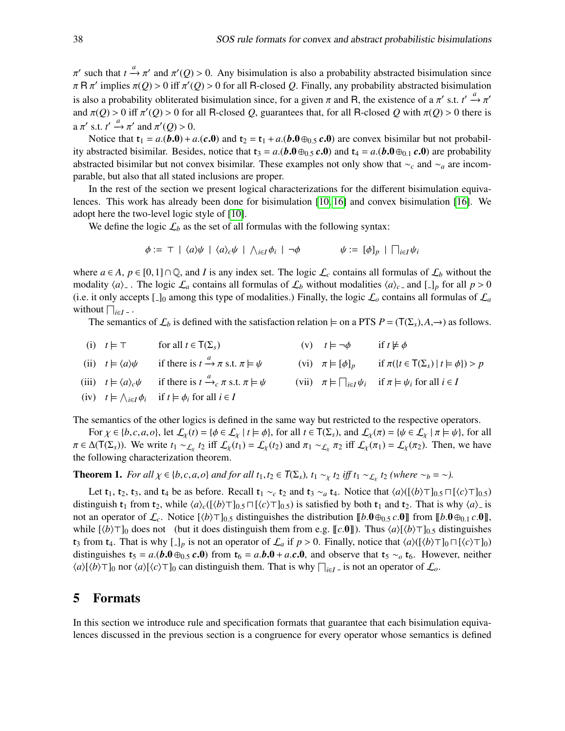$\pi'$ such that $t \xrightarrow{a} \pi'$ and $\pi'(Q) > 0$. Any bisimulation is also a probability abstracted bisimulation since $\pi \;\mathsf{R}\; \pi'$ implies $\pi(Q) > 0$ iff $\pi'(Q) > 0$ for all R-closed $Q$. Finally, any probability abstracted bisimulation is also a probability obliterated bisimulation since, for a given $\pi$ and R, the existence of a $\pi'$ s.t. $t' \xrightarrow{a} \pi'$ and $\pi(Q) > 0$ iff $\pi'(Q) > 0$ for all R-closed $Q$, guarantees that, for all R-closed $Q$ with $\pi(Q) > 0$ there is a $\pi'$ s.t. $t' \xrightarrow{a} \pi'$ and $\pi'(Q) > 0$.

Notice that $\mathsf{t}_1 = a.(\boldsymbol{b}.\mathbf{0}) + a.(\boldsymbol{c}.\mathbf{0})$ and $\mathsf{t}_2 = \mathsf{t}_1 + a.(\boldsymbol{b}.\mathbf{0} \oplus_{0.5} \boldsymbol{c}.\mathbf{0})$ are convex bisimilar but not probability abstracted bisimilar. Besides, notice that $\mathsf{t}_3 = a.(\boldsymbol{b}.\mathbf{0} \oplus_{0.5} \boldsymbol{c}.\mathbf{0})$ and $\mathsf{t}_4 = a.(\boldsymbol{b}.\mathbf{0} \oplus_{0.1} \boldsymbol{c}.\mathbf{0})$ are probability abstracted bisimilar but not convex bisimilar. These examples not only show that $\sim_c$ and $\sim_a$ are incomparable, but also that all stated inclusions are proper.

In the rest of the section we present logical characterizations for the different bisimulation equivalences. This work has already been done for bisimulation [10, 16] and convex bisimulation [16]. We adopt here the two-level logic style of [10].

We define the logic $\mathcal{L}_b$ as the set of all formulas with the following syntax:

$$\phi := \top \mid \langle a\rangle\psi \mid \langle a\rangle_c\psi \mid \textstyle\bigwedge_{i\in I}\phi_i \mid \neg\phi \qquad\qquad \psi := [\phi]_p \mid \textstyle\bigsqcap_{i\in I}\psi_i$$

where $a \in A$, $p \in [0,1]\cap\mathbb{Q}$, and $I$ is any index set. The logic $\mathcal{L}_c$ contains all formulas of $\mathcal{L}_b$ without the modality $\langle a\rangle\_$ . The logic $\mathcal{L}_a$ contains all formulas of $\mathcal{L}_b$ without modalities $\langle a\rangle_c\_$ and $[\_]_p$ for all $p > 0$ (i.e. it only accepts $[\_]_0$ among this type of modalities.) Finally, the logic $\mathcal{L}_o$ contains all formulas of $\mathcal{L}_a$ without $\bigsqcap_{i\in I}\_$ .

The semantics of $\mathcal{L}_b$ is defined with the satisfaction relation $\models$ on a PTS $P = (\mathsf{T}(\Sigma_s), A, \rightarrow)$ as follows.

(i) $t \models \top$ for all $t \in \mathsf{T}(\Sigma_s)$

(ii) $t \models \langle a\rangle\psi$ if there is $t \xrightarrow{a} \pi$ s.t. $\pi \models \psi$

(iii) $t \models \langle a\rangle_c\psi$ if there is $t \xrightarrow{a}_c \pi$ s.t. $\pi \models \psi$

(iv) $t \models \bigwedge_{i\in I}\phi_i$ if $t \models \phi_i$ for all $i \in I$

(v) $t \models \neg\phi$ if $t \not\models \phi$

(vi) $\pi \models [\phi]_p$ if $\pi(\{t \in \mathsf{T}(\Sigma_s) \mid t \models \phi\}) > p$

(vii) $\pi \models \bigsqcap_{i\in I}\psi_i$ if $\pi \models \psi_i$ for all $i \in I$

The semantics of the other logics is defined in the same way but restricted to the respective operators.

For $\chi \in \{b, c, a, o\}$, let $\mathcal{L}_\chi(t) = \{\phi \in \mathcal{L}_\chi \mid t \models \phi\}$, for all $t \in \mathsf{T}(\Sigma_s)$, and $\mathcal{L}_\chi(\pi) = \{\psi \in \mathcal{L}_\chi \mid \pi \models \psi\}$, for all $\pi \in \Delta(\mathsf{T}(\Sigma_s))$. We write $t_1 \sim_{\mathcal{L}_\chi} t_2$ iff $\mathcal{L}_\chi(t_1) = \mathcal{L}_\chi(t_2)$ and $\pi_1 \sim_{\mathcal{L}_\chi} \pi_2$ iff $\mathcal{L}_\chi(\pi_1) = \mathcal{L}_\chi(\pi_2)$. Then, we have the following characterization theorem.

**Theorem 1.** *For all $\chi \in \{b, c, a, o\}$ and for all $t_1, t_2 \in \mathsf{T}(\Sigma_s)$, $t_1 \sim_\chi t_2$ iff $t_1 \sim_{\mathcal{L}_\chi} t_2$ (where $\sim_b = \sim$).*

Let $\mathsf{t}_1$, $\mathsf{t}_2$, $\mathsf{t}_3$, and $\mathsf{t}_4$ be as before. Recall $\mathsf{t}_1 \sim_c \mathsf{t}_2$ and $\mathsf{t}_3 \sim_a \mathsf{t}_4$. Notice that $\langle a\rangle([\langle b\rangle\top]_{0.5} \sqcap [\langle c\rangle\top]_{0.5})$ distinguish $\mathsf{t}_1$ from $\mathsf{t}_2$, while $\langle a\rangle_c([\langle b\rangle\top]_{0.5} \sqcap [\langle c\rangle\top]_{0.5})$ is satisfied by both $\mathsf{t}_1$ and $\mathsf{t}_2$. That is why $\langle a\rangle\_$ is not an operator of $\mathcal{L}_c$. Notice $[\langle b\rangle\top]_{0.5}$ distinguishes the distribution $[\![b.\mathbf{0} \oplus_{0.5} c.\mathbf{0}]\!]$ from $[\![b.\mathbf{0} \oplus_{0.1} c.\mathbf{0}]\!]$, while $[\langle b\rangle\top]_0$ does not (but it does distinguish them from e.g. $[\![c.\mathbf{0}]\!]$). Thus $\langle a\rangle[\langle b\rangle\top]_{0.5}$ distinguishes $\mathsf{t}_3$ from $\mathsf{t}_4$. That is why $[\_]_p$ is not an operator of $\mathcal{L}_a$ if $p > 0$. Finally, notice that $\langle a\rangle([\langle b\rangle\top]_0 \sqcap [\langle c\rangle\top]_0)$ distinguishes $\mathsf{t}_5 = a.(\boldsymbol{b}.\mathbf{0} \oplus_{0.5} \boldsymbol{c}.\mathbf{0})$ from $\mathsf{t}_6 = a.\boldsymbol{b}.\mathbf{0} + a.\boldsymbol{c}.\mathbf{0}$, and observe that $\mathsf{t}_5 \sim_o \mathsf{t}_6$. However, neither $\langle a\rangle[\langle b\rangle\top]_0$ nor $\langle a\rangle[\langle c\rangle\top]_0$ can distinguish them. That is why $\bigsqcap_{i\in I}\_$ is not an operator of $\mathcal{L}_o$.

## 5 Formats

In this section we introduce rule and specification formats that guarantee that each bisimulation equivalences discussed in the previous section is a congruence for every operator whose semantics is defined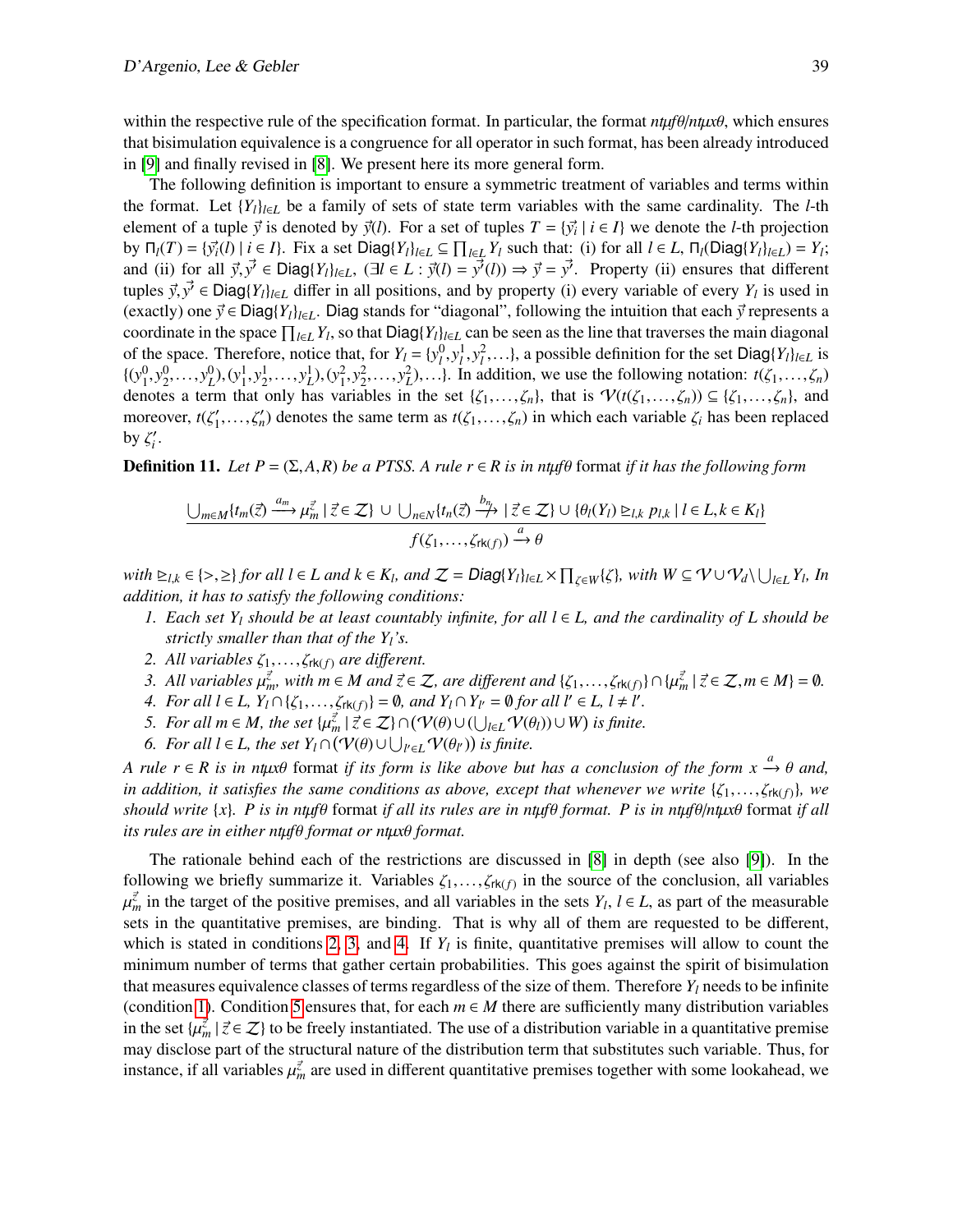within the respective rule of the specification format. In particular, the format *ntµfθ/ntµxθ*, which ensures that bisimulation equivalence is a congruence for all operator in such format, has been already introduced in [9] and finally revised in [8]. We present here its more general form.

The following definition is important to ensure a symmetric treatment of variables and terms within the format. Let $\{Y_l\}_{l\in L}$ be a family of sets of state term variables with the same cardinality. The $l$-th element of a tuple $\vec{y}$ is denoted by $\vec{y}(l)$. For a set of tuples $T = \{\vec{y_i} \mid i \in I\}$ we denote the $l$-th projection by $\Pi_l(T) = \{\vec{y_i}(l) \mid i \in I\}$. Fix a set $\mathsf{Diag}\{Y_l\}_{l\in L} \subseteq \prod_{l\in L} Y_l$ such that: (i) for all $l \in L$, $\Pi_l(\mathsf{Diag}\{Y_l\}_{l\in L}) = Y_l$; and (ii) for all $\vec{y}, \vec{y}' \in \mathsf{Diag}\{Y_l\}_{l\in L}$, $(\exists l \in L : \vec{y}(l) = \vec{y}'(l)) \Rightarrow \vec{y} = \vec{y}'$. Property (ii) ensures that different tuples $\vec{y}, \vec{y}' \in \mathsf{Diag}\{Y_l\}_{l\in L}$ differ in all positions, and by property (i) every variable of every $Y_l$ is used in (exactly) one $\vec{y} \in \mathsf{Diag}\{Y_l\}_{l\in L}$. $\mathsf{Diag}$ stands for "diagonal", following the intuition that each $\vec{y}$ represents a coordinate in the space $\prod_{l\in L} Y_l$, so that $\mathsf{Diag}\{Y_l\}_{l\in L}$ can be seen as the line that traverses the main diagonal of the space. Therefore, notice that, for $Y_l = \{y_l^0, y_l^1, y_l^2, \ldots\}$, a possible definition for the set $\mathsf{Diag}\{Y_l\}_{l\in L}$ is $\{(y_1^0, y_2^0, \ldots, y_L^0), (y_1^1, y_2^1, \ldots, y_L^1), (y_1^2, y_2^2, \ldots, y_L^2), \ldots\}$. In addition, we use the following notation: $t(\zeta_1, \ldots, \zeta_n)$ denotes a term that only has variables in the set $\{\zeta_1, \ldots, \zeta_n\}$, that is $\mathcal{V}(t(\zeta_1, \ldots, \zeta_n)) \subseteq \{\zeta_1, \ldots, \zeta_n\}$, and moreover, $t(\zeta_1', \ldots, \zeta_n')$ denotes the same term as $t(\zeta_1, \ldots, \zeta_n)$ in which each variable $\zeta_i$ has been replaced by $\zeta_i'$.

**Definition 11.** *Let $P = (\Sigma, A, R)$ be a PTSS. A rule $r \in R$ is in ntµfθ* format *if it has the following form*

$$\frac{\bigcup_{m\in M}\{t_m(\vec{z}) \xrightarrow{a_m} \mu_m^{\vec{z}} \mid \vec{z} \in \mathcal{Z}\} \,\cup\, \bigcup_{n\in N}\{t_n(\vec{z}) \stackrel{b_n}{\not\rightarrow} \mid \vec{z} \in \mathcal{Z}\} \cup \{\theta_l(Y_l) \trianglerighteq_{l,k} p_{l,k} \mid l \in L, k \in K_l\}}{f(\zeta_1, \ldots, \zeta_{\mathsf{rk}(f)}) \xrightarrow{a} \theta}$$

*with $\trianglerighteq_{l,k} \in \{>, \geq\}$ for all $l \in L$ and $k \in K_l$, and $\mathcal{Z} = \mathsf{Diag}\{Y_l\}_{l\in L} \times \prod_{\zeta\in W}\{\zeta\}$, with $W \subseteq \mathcal{V} \cup \mathcal{V}_d \setminus \bigcup_{l\in L} Y_l$, In addition, it has to satisfy the following conditions:*

1. *Each set $Y_l$ should be at least countably infinite, for all $l \in L$, and the cardinality of $L$ should be strictly smaller than that of the $Y_l$'s.*
2. *All variables $\zeta_1, \ldots, \zeta_{\mathsf{rk}(f)}$ are different.*
3. *All variables $\mu_m^{\vec{z}}$, with $m \in M$ and $\vec{z} \in \mathcal{Z}$, are different and $\{\zeta_1, \ldots, \zeta_{\mathsf{rk}(f)}\} \cap \{\mu_m^{\vec{z}} \mid \vec{z} \in \mathcal{Z}, m \in M\} = \emptyset$.*
4. *For all $l \in L$, $Y_l \cap \{\zeta_1, \ldots, \zeta_{\mathsf{rk}(f)}\} = \emptyset$, and $Y_l \cap Y_{l'} = \emptyset$ for all $l' \in L$, $l \neq l'$.*
5. *For all $m \in M$, the set $\{\mu_m^{\vec{z}} \mid \vec{z} \in \mathcal{Z}\} \cap (\mathcal{V}(\theta) \cup (\bigcup_{l\in L} \mathcal{V}(\theta_l)) \cup W)$ is finite.*
6. *For all $l \in L$, the set $Y_l \cap (\mathcal{V}(\theta) \cup \bigcup_{l'\in L} \mathcal{V}(\theta_{l'}))$ is finite.*

*A rule $r \in R$ is in ntµxθ* format *if its form is like above but has a conclusion of the form $x \xrightarrow{a} \theta$ and, in addition, it satisfies the same conditions as above, except that whenever we write $\{\zeta_1, \ldots, \zeta_{\mathsf{rk}(f)}\}$, we should write $\{x\}$. $P$ is in ntµfθ* format *if all its rules are in ntµfθ format. $P$ is in ntµfθ/ntµxθ* format *if all its rules are in either ntµfθ format or ntµxθ format.*

The rationale behind each of the restrictions are discussed in [8] in depth (see also [9]). In the following we briefly summarize it. Variables $\zeta_1, \ldots, \zeta_{\mathsf{rk}(f)}$ in the source of the conclusion, all variables $\mu_m^{\vec{z}}$ in the target of the positive premises, and all variables in the sets $Y_l$, $l \in L$, as part of the measurable sets in the quantitative premises, are binding. That is why all of them are requested to be different, which is stated in conditions 2, 3, and 4. If $Y_l$ is finite, quantitative premises will allow to count the minimum number of terms that gather certain probabilities. This goes against the spirit of bisimulation that measures equivalence classes of terms regardless of the size of them. Therefore $Y_l$ needs to be infinite (condition 1). Condition 5 ensures that, for each $m \in M$ there are sufficiently many distribution variables in the set $\{\mu_m^{\vec{z}} \mid \vec{z} \in \mathcal{Z}\}$ to be freely instantiated. The use of a distribution variable in a quantitative premise may disclose part of the structural nature of the distribution term that substitutes such variable. Thus, for instance, if all variables $\mu_m^{\vec{z}}$ are used in different quantitative premises together with some lookahead, we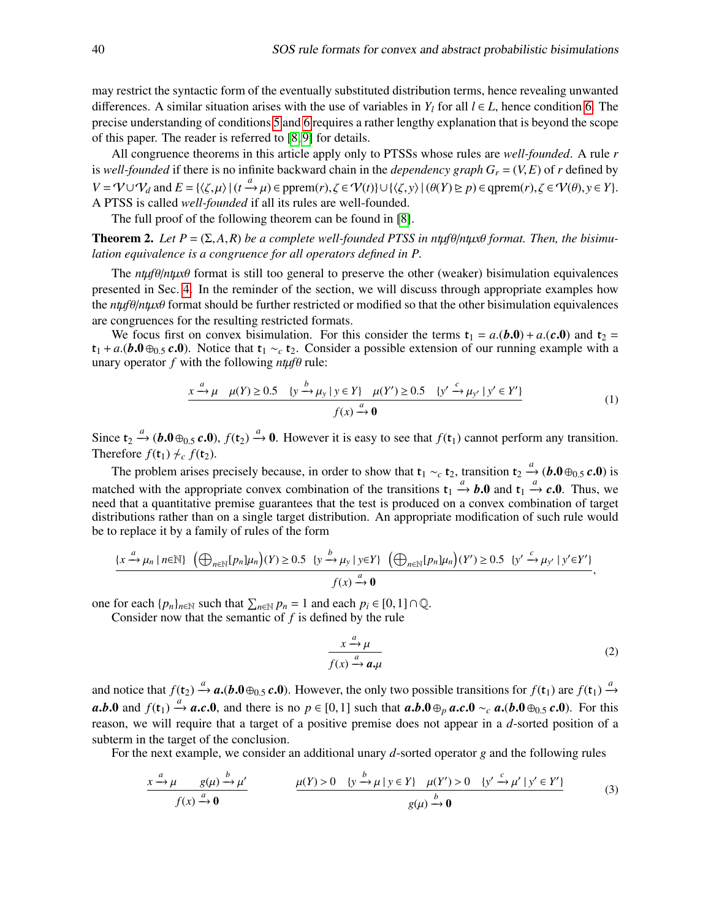may restrict the syntactic form of the eventually substituted distribution terms, hence revealing unwanted differences. A similar situation arises with the use of variables in $Y_l$ for all $l \in L$, hence condition 6. The precise understanding of conditions 5 and 6 requires a rather lengthy explanation that is beyond the scope of this paper. The reader is referred to [8, 9] for details.

All congruence theorems in this article apply only to PTSSs whose rules are *well-founded*. A rule $r$ is *well-founded* if there is no infinite backward chain in the *dependency graph* $G_r = (V, E)$ of $r$ defined by $V = \mathcal{V} \cup \mathcal{V}_d$ and $E = \{\langle \zeta, \mu \rangle \mid (t \xrightarrow{a} \mu) \in \mathrm{pprem}(r), \zeta \in \mathcal{V}(t)\} \cup \{\langle \zeta, y \rangle \mid (\theta(Y) \trianglerighteq p) \in \mathrm{qprem}(r), \zeta \in \mathcal{V}(\theta), y \in Y\}$. A PTSS is called *well-founded* if all its rules are well-founded.

The full proof of the following theorem can be found in [8].

**Theorem 2.** *Let $P = (\Sigma, A, R)$ be a complete well-founded PTSS in ntμfθ/ntμxθ format. Then, the bisimulation equivalence is a congruence for all operators defined in $P$.*

The *ntμfθ/ntμxθ* format is still too general to preserve the other (weaker) bisimulation equivalences presented in Sec. 4. In the reminder of the section, we will discuss through appropriate examples how the *ntμfθ/ntμxθ* format should be further restricted or modified so that the other bisimulation equivalences are congruences for the resulting restricted formats.

We focus first on convex bisimulation. For this consider the terms $\mathsf{t}_1 = a.(\boldsymbol{b}.\mathbf{0}) + a.(\boldsymbol{c}.\mathbf{0})$ and $\mathsf{t}_2 = \mathsf{t}_1 + a.(\boldsymbol{b}.\mathbf{0} \oplus_{0.5} \boldsymbol{c}.\mathbf{0})$. Notice that $\mathsf{t}_1 \sim_c \mathsf{t}_2$. Consider a possible extension of our running example with a unary operator $f$ with the following *ntμfθ* rule:

$$\frac{x \xrightarrow{a} \mu \quad \mu(Y) \geq 0.5 \quad \{y \xrightarrow{b} \mu_y \mid y \in Y\} \quad \mu(Y') \geq 0.5 \quad \{y' \xrightarrow{c} \mu_{y'} \mid y' \in Y'\}}{f(x) \xrightarrow{a} \mathbf{0}} \tag{1}$$

Since $\mathsf{t}_2 \xrightarrow{a} (\boldsymbol{b}.\mathbf{0} \oplus_{0.5} \boldsymbol{c}.\mathbf{0})$, $f(\mathsf{t}_2) \xrightarrow{a} \mathbf{0}$. However it is easy to see that $f(\mathsf{t}_1)$ cannot perform any transition. Therefore $f(\mathsf{t}_1) \not\sim_c f(\mathsf{t}_2)$.

The problem arises precisely because, in order to show that $\mathsf{t}_1 \sim_c \mathsf{t}_2$, transition $\mathsf{t}_2 \xrightarrow{a} (\boldsymbol{b}.\mathbf{0} \oplus_{0.5} \boldsymbol{c}.\mathbf{0})$ is matched with the appropriate convex combination of the transitions $\mathsf{t}_1 \xrightarrow{a} \boldsymbol{b}.\mathbf{0}$ and $\mathsf{t}_1 \xrightarrow{a} \boldsymbol{c}.\mathbf{0}$. Thus, we need that a quantitative premise guarantees that the test is produced on a convex combination of target distributions rather than on a single target distribution. An appropriate modification of such rule would be to replace it by a family of rules of the form

$$\frac{\{x \xrightarrow{a} \mu_n \mid n \in \mathbb{N}\} \quad \left(\bigoplus_{n\in\mathbb{N}}[p_n]\mu_n\right)(Y) \geq 0.5 \quad \{y \xrightarrow{b} \mu_y \mid y \in Y\} \quad \left(\bigoplus_{n\in\mathbb{N}}[p_n]\mu_n\right)(Y') \geq 0.5 \quad \{y' \xrightarrow{c} \mu_{y'} \mid y' \in Y'\}}{f(x) \xrightarrow{a} \mathbf{0}},$$

one for each $\{p_n\}_{n\in\mathbb{N}}$ such that $\sum_{n\in\mathbb{N}} p_n = 1$ and each $p_i \in [0,1] \cap \mathbb{Q}$.

Consider now that the semantic of $f$ is defined by the rule

$$\frac{x \xrightarrow{a} \mu}{f(x) \xrightarrow{a} \boldsymbol{a}.\mu} \tag{2}$$

and notice that $f(\mathsf{t}_2) \xrightarrow{a} \boldsymbol{a}.(\boldsymbol{b}.\mathbf{0} \oplus_{0.5} \boldsymbol{c}.\mathbf{0})$. However, the only two possible transitions for $f(\mathsf{t}_1)$ are $f(\mathsf{t}_1) \xrightarrow{a} \boldsymbol{a}.\boldsymbol{b}.\mathbf{0}$ and $f(\mathsf{t}_1) \xrightarrow{a} \boldsymbol{a}.\boldsymbol{c}.\mathbf{0}$, and there is no $p \in [0,1]$ such that $\boldsymbol{a}.\boldsymbol{b}.\mathbf{0} \oplus_p \boldsymbol{a}.\boldsymbol{c}.\mathbf{0} \sim_c \boldsymbol{a}.(\boldsymbol{b}.\mathbf{0} \oplus_{0.5} \boldsymbol{c}.\mathbf{0})$. For this reason, we will require that a target of a positive premise does not appear in a $d$-sorted position of a subterm in the target of the conclusion.

For the next example, we consider an additional unary $d$-sorted operator $g$ and the following rules

$$\frac{x \xrightarrow{a} \mu \qquad g(\mu) \xrightarrow{b} \mu'}{f(x) \xrightarrow{a} \mathbf{0}} \qquad\qquad \frac{\mu(Y) > 0 \quad \{y \xrightarrow{b} \mu \mid y \in Y\} \quad \mu(Y') > 0 \quad \{y' \xrightarrow{c} \mu' \mid y' \in Y'\}}{g(\mu) \xrightarrow{b} \mathbf{0}} \tag{3}$$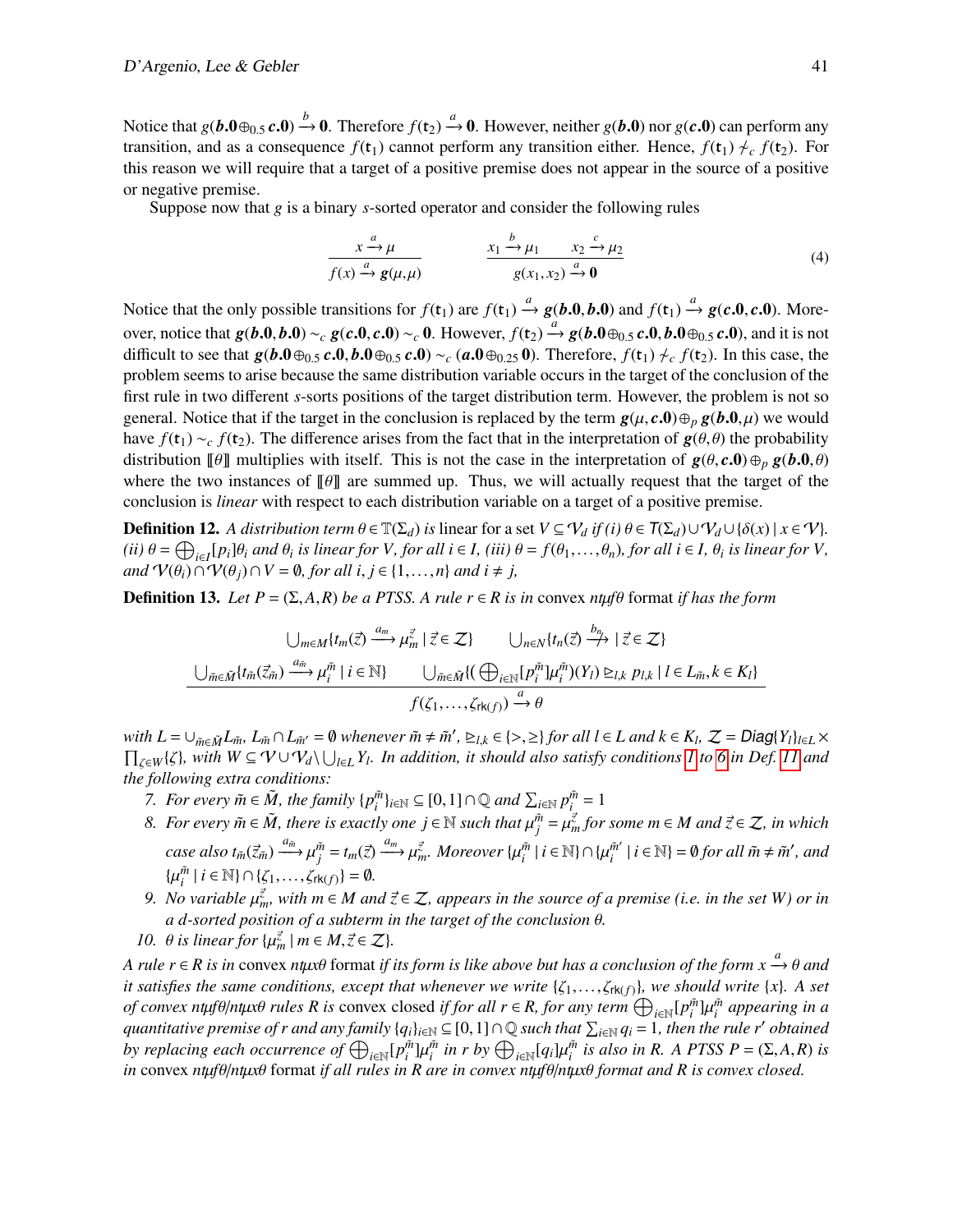Notice that $g(\boldsymbol{b}.\mathbf{0} \oplus_{0.5} \boldsymbol{c}.\mathbf{0}) \xrightarrow{b} \mathbf{0}$. Therefore $f(\mathsf{t}_2) \xrightarrow{a} \mathbf{0}$. However, neither $g(\boldsymbol{b}.\mathbf{0})$ nor $g(\boldsymbol{c}.\mathbf{0})$ can perform any transition, and as a consequence $f(\mathsf{t}_1)$ cannot perform any transition either. Hence, $f(\mathsf{t}_1) \not\sim_c f(\mathsf{t}_2)$. For this reason we will require that a target of a positive premise does not appear in the source of a positive or negative premise.

Suppose now that $g$ is a binary $s$-sorted operator and consider the following rules

$$\frac{x \xrightarrow{a} \mu}{f(x) \xrightarrow{a} \boldsymbol{g}(\mu,\mu)} \qquad \frac{x_1 \xrightarrow{b} \mu_1 \qquad x_2 \xrightarrow{c} \mu_2}{g(x_1,x_2) \xrightarrow{a} \mathbf{0}} \tag{4}$$

Notice that the only possible transitions for $f(\mathsf{t}_1)$ are $f(\mathsf{t}_1) \xrightarrow{a} \boldsymbol{g}(\boldsymbol{b}.\mathbf{0},\boldsymbol{b}.\mathbf{0})$ and $f(\mathsf{t}_1) \xrightarrow{a} \boldsymbol{g}(\boldsymbol{c}.\mathbf{0},\boldsymbol{c}.\mathbf{0})$. Moreover, notice that $\boldsymbol{g}(\boldsymbol{b}.\mathbf{0},\boldsymbol{b}.\mathbf{0}) \sim_c \boldsymbol{g}(\boldsymbol{c}.\mathbf{0},\boldsymbol{c}.\mathbf{0}) \sim_c \mathbf{0}$. However, $f(\mathsf{t}_2) \xrightarrow{a} \boldsymbol{g}(\boldsymbol{b}.\mathbf{0} \oplus_{0.5} \boldsymbol{c}.\mathbf{0}, \boldsymbol{b}.\mathbf{0} \oplus_{0.5} \boldsymbol{c}.\mathbf{0})$, and it is not difficult to see that $\boldsymbol{g}(\boldsymbol{b}.\mathbf{0} \oplus_{0.5} \boldsymbol{c}.\mathbf{0}, \boldsymbol{b}.\mathbf{0} \oplus_{0.5} \boldsymbol{c}.\mathbf{0}) \sim_c (\boldsymbol{a}.\mathbf{0} \oplus_{0.25} \mathbf{0})$. Therefore, $f(\mathsf{t}_1) \not\sim_c f(\mathsf{t}_2)$. In this case, the problem seems to arise because the same distribution variable occurs in the target of the conclusion of the first rule in two different $s$-sorts positions of the target distribution term. However, the problem is not so general. Notice that if the target in the conclusion is replaced by the term $\boldsymbol{g}(\mu,\boldsymbol{c}.\mathbf{0}) \oplus_p \boldsymbol{g}(\boldsymbol{b}.\mathbf{0},\mu)$ we would have $f(\mathsf{t}_1) \sim_c f(\mathsf{t}_2)$. The difference arises from the fact that in the interpretation of $\boldsymbol{g}(\theta,\theta)$ the probability distribution $[\![\theta]\!]$ multiplies with itself. This is not the case in the interpretation of $\boldsymbol{g}(\theta,\boldsymbol{c}.\mathbf{0}) \oplus_p \boldsymbol{g}(\boldsymbol{b}.\mathbf{0},\theta)$ where the two instances of $[\![\theta]\!]$ are summed up. Thus, we will actually request that the target of the conclusion is *linear* with respect to each distribution variable on a target of a positive premise.

**Definition 12.** *A distribution term $\theta \in \mathbb{T}(\Sigma_d)$ is* linear *for a set $V \subseteq \mathcal{V}_d$ if (i) $\theta \in T(\Sigma_d) \cup \mathcal{V}_d \cup \{\delta(x) \mid x \in \mathcal{V}\}$. (ii) $\theta = \bigoplus_{i \in I}[p_i]\theta_i$ and $\theta_i$ is linear for $V$, for all $i \in I$, (iii) $\theta = f(\theta_1,\dots,\theta_n)$, for all $i \in I$, $\theta_i$ is linear for $V$, and $\mathcal{V}(\theta_i) \cap \mathcal{V}(\theta_j) \cap V = \emptyset$, for all $i,j \in \{1,\dots,n\}$ and $i \neq j$,*

**Definition 13.** *Let $P = (\Sigma, A, R)$ be a PTSS. A rule $r \in R$ is in* convex $nt\mu f\theta$ format *if has the form*

$$\frac{\begin{array}{cc}\bigcup_{m \in M}\{t_m(\vec{z}) \xrightarrow{a_m} \mu_m^{\vec{z}} \mid \vec{z} \in \mathcal{Z}\} & \bigcup_{n \in N}\{t_n(\vec{z}) \stackrel{b_n}{\not\longrightarrow} \mid \vec{z} \in \mathcal{Z}\} \\ \bigcup_{\tilde{m} \in \tilde{M}}\{t_{\tilde{m}}(\vec{z}_{\tilde{m}}) \xrightarrow{a_{\tilde{m}}} \mu_i^{\tilde{m}} \mid i \in \mathbb{N}\} & \bigcup_{\tilde{m} \in \tilde{M}}\{(\bigoplus_{i \in \mathbb{N}}[p_i^{\tilde{m}}]\mu_i^{\tilde{m}})(Y_l) \trianglerighteq_{l,k} p_{l,k} \mid l \in L_{\tilde{m}}, k \in K_l\}\end{array}}{f(\zeta_1,\dots,\zeta_{\mathsf{rk}(f)}) \xrightarrow{a} \theta}$$

*with $L = \cup_{\tilde{m} \in \tilde{M}} L_{\tilde{m}}$, $L_{\tilde{m}} \cap L_{\tilde{m}'} = \emptyset$ whenever $\tilde{m} \neq \tilde{m}'$, $\trianglerighteq_{l,k} \in \{>, \geq\}$ for all $l \in L$ and $k \in K_l$, $\mathcal{Z} = \mathsf{Diag}\{Y_l\}_{l \in L} \times \prod_{\zeta \in W}\{\zeta\}$, with $W \subseteq \mathcal{V} \cup \mathcal{V}_d \backslash \bigcup_{l \in L} Y_l$. In addition, it should also satisfy conditions 1 to 6 in Def. 11 and the following extra conditions:*

7. *For every $\tilde{m} \in \tilde{M}$, the family $\{p_i^{\tilde{m}}\}_{i \in \mathbb{N}} \subseteq [0,1] \cap \mathbb{Q}$ and $\sum_{i \in \mathbb{N}} p_i^{\tilde{m}} = 1$*
8. *For every $\tilde{m} \in \tilde{M}$, there is exactly one $j \in \mathbb{N}$ such that $\mu_j^{\tilde{m}} = \mu_m^{\vec{z}}$ for some $m \in M$ and $\vec{z} \in \mathcal{Z}$, in which case also $t_{\tilde{m}}(\vec{z}_{\tilde{m}}) \xrightarrow{a_{\tilde{m}}} \mu_j^{\tilde{m}} = t_m(\vec{z}) \xrightarrow{a_m} \mu_m^{\vec{z}}$. Moreover $\{\mu_i^{\tilde{m}} \mid i \in \mathbb{N}\} \cap \{\mu_i^{\tilde{m}'} \mid i \in \mathbb{N}\} = \emptyset$ for all $\tilde{m} \neq \tilde{m}'$, and $\{\mu_i^{\tilde{m}} \mid i \in \mathbb{N}\} \cap \{\zeta_1,\dots,\zeta_{\mathsf{rk}(f)}\} = \emptyset$.*
9. *No variable $\mu_m^{\vec{z}}$, with $m \in M$ and $\vec{z} \in \mathcal{Z}$, appears in the source of a premise (i.e. in the set $W$) or in a $d$-sorted position of a subterm in the target of the conclusion $\theta$.*
10. *$\theta$ is linear for $\{\mu_m^{\vec{z}} \mid m \in M, \vec{z} \in \mathcal{Z}\}$.*

*A rule $r \in R$ is in* convex $nt\mu x\theta$ format *if its form is like above but has a conclusion of the form $x \xrightarrow{a} \theta$ and it satisfies the same conditions, except that whenever we write $\{\zeta_1,\dots,\zeta_{\mathsf{rk}(f)}\}$, we should write $\{x\}$. A set of convex $nt\mu f\theta/nt\mu x\theta$ rules $R$ is* convex closed *if for all $r \in R$, for any term $\bigoplus_{i \in \mathbb{N}}[p_i^{\tilde{m}}]\mu_i^{\tilde{m}}$ appearing in a quantitative premise of $r$ and any family $\{q_i\}_{i \in \mathbb{N}} \subseteq [0,1] \cap \mathbb{Q}$ such that $\sum_{i \in \mathbb{N}} q_i = 1$, then the rule $r'$ obtained by replacing each occurrence of $\bigoplus_{i \in \mathbb{N}}[p_i^{\tilde{m}}]\mu_i^{\tilde{m}}$ in $r$ by $\bigoplus_{i \in \mathbb{N}}[q_i]\mu_i^{\tilde{m}}$ is also in $R$. A PTSS $P = (\Sigma, A, R)$ is in* convex $nt\mu f\theta/nt\mu x\theta$ format *if all rules in $R$ are in convex $nt\mu f\theta/nt\mu x\theta$ format and $R$ is convex closed.*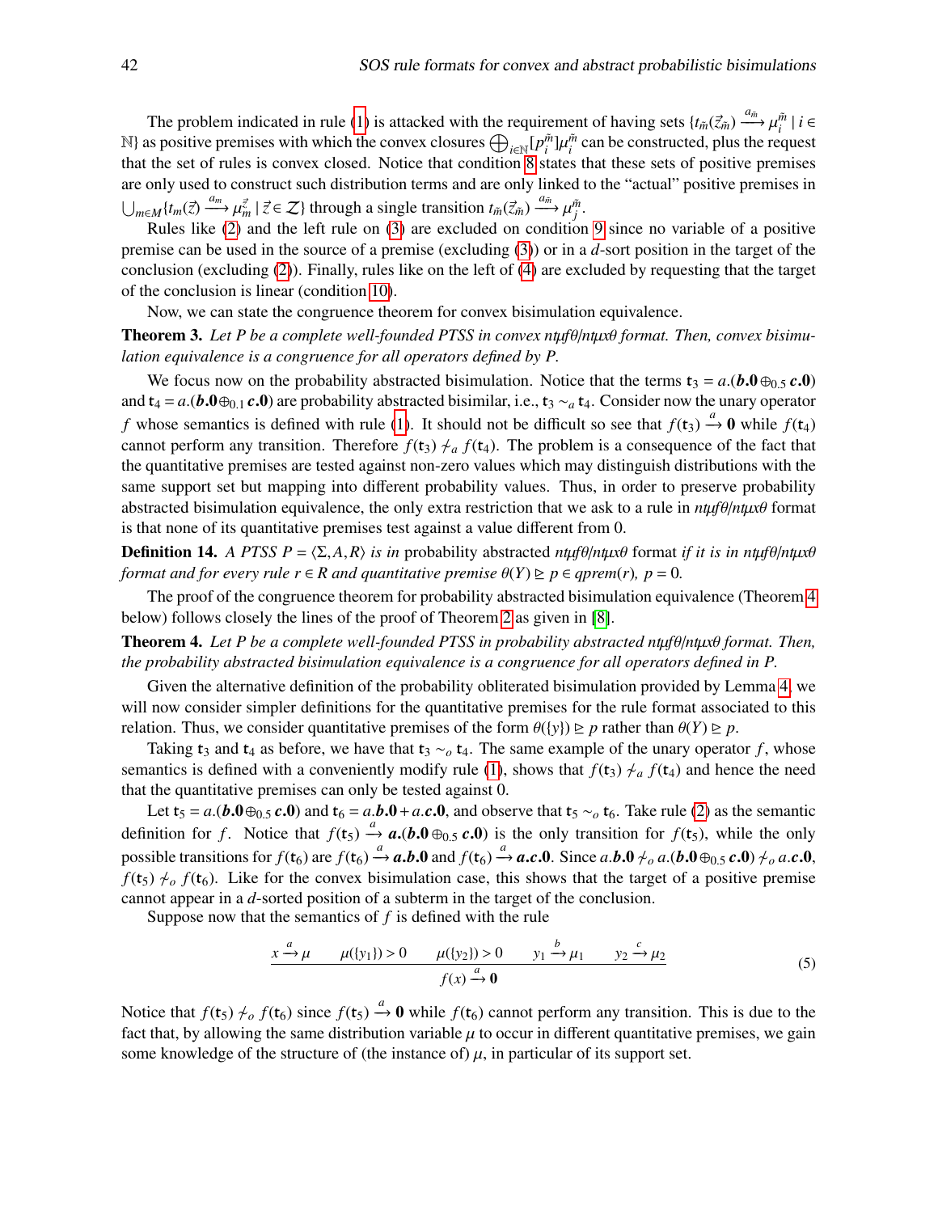The problem indicated in rule (1) is attacked with the requirement of having sets $\{t_{\tilde{m}}(\vec{z}_{\tilde{m}}) \xrightarrow{a_{\tilde{m}}} \mu_i^{\tilde{m}} \mid i \in \mathbb{N}\}$ as positive premises with which the convex closures $\bigoplus_{i\in\mathbb{N}}[p_i^{\tilde{m}}]\mu_i^{\tilde{m}}$ can be constructed, plus the request that the set of rules is convex closed. Notice that condition 8 states that these sets of positive premises are only used to construct such distribution terms and are only linked to the "actual" positive premises in $\bigcup_{m\in M}\{t_m(\vec{z}) \xrightarrow{a_m} \mu_m^{\vec{z}} \mid \vec{z} \in \mathcal{Z}\}$ through a single transition $t_{\tilde{m}}(\vec{z}_{\tilde{m}}) \xrightarrow{a_{\tilde{m}}} \mu_j^{\tilde{m}}$.

Rules like (2) and the left rule on (3) are excluded on condition 9 since no variable of a positive premise can be used in the source of a premise (excluding (3)) or in a $d$-sort position in the target of the conclusion (excluding (2)). Finally, rules like on the left of (4) are excluded by requesting that the target of the conclusion is linear (condition 10).

Now, we can state the congruence theorem for convex bisimulation equivalence.

**Theorem 3.** *Let $P$ be a complete well-founded PTSS in convex ntμfθ/ntμxθ format. Then, convex bisimulation equivalence is a congruence for all operators defined by $P$.*

We focus now on the probability abstracted bisimulation. Notice that the terms $\mathsf{t}_3 = a.(\boldsymbol{b}.\mathbf{0} \oplus_{0.5} \boldsymbol{c}.\mathbf{0})$ and $\mathsf{t}_4 = a.(\boldsymbol{b}.\mathbf{0} \oplus_{0.1} \boldsymbol{c}.\mathbf{0})$ are probability abstracted bisimilar, i.e., $\mathsf{t}_3 \sim_a \mathsf{t}_4$. Consider now the unary operator $f$ whose semantics is defined with rule (1). It should not be difficult so see that $f(\mathsf{t}_3) \xrightarrow{a} \mathbf{0}$ while $f(\mathsf{t}_4)$ cannot perform any transition. Therefore $f(\mathsf{t}_3) \not\sim_a f(\mathsf{t}_4)$. The problem is a consequence of the fact that the quantitative premises are tested against non-zero values which may distinguish distributions with the same support set but mapping into different probability values. Thus, in order to preserve probability abstracted bisimulation equivalence, the only extra restriction that we ask to a rule in *ntμfθ/ntμxθ* format is that none of its quantitative premises test against a value different from 0.

**Definition 14.** *A PTSS $P = \langle \Sigma, A, R \rangle$ is in* probability abstracted *ntμfθ/ntμxθ* format *if it is in ntμfθ/ntμxθ format and for every rule $r \in R$ and quantitative premise $\theta(Y) \trianglerighteq p \in qprem(r)$, $p = 0$.*

The proof of the congruence theorem for probability abstracted bisimulation equivalence (Theorem 4 below) follows closely the lines of the proof of Theorem 2 as given in [8].

**Theorem 4.** *Let $P$ be a complete well-founded PTSS in probability abstracted ntμfθ/ntμxθ format. Then, the probability abstracted bisimulation equivalence is a congruence for all operators defined in $P$.*

Given the alternative definition of the probability obliterated bisimulation provided by Lemma 4, we will now consider simpler definitions for the quantitative premises for the rule format associated to this relation. Thus, we consider quantitative premises of the form $\theta(\{y\}) \trianglerighteq p$ rather than $\theta(Y) \trianglerighteq p$.

Taking $\mathsf{t}_3$ and $\mathsf{t}_4$ as before, we have that $\mathsf{t}_3 \sim_o \mathsf{t}_4$. The same example of the unary operator $f$, whose semantics is defined with a conveniently modify rule (1), shows that $f(\mathsf{t}_3) \not\sim_a f(\mathsf{t}_4)$ and hence the need that the quantitative premises can only be tested against 0.

Let $\mathsf{t}_5 = a.(\boldsymbol{b}.\mathbf{0} \oplus_{0.5} \boldsymbol{c}.\mathbf{0})$ and $\mathsf{t}_6 = a.\boldsymbol{b}.\mathbf{0} + a.\boldsymbol{c}.\mathbf{0}$, and observe that $\mathsf{t}_5 \sim_o \mathsf{t}_6$. Take rule (2) as the semantic definition for $f$. Notice that $f(\mathsf{t}_5) \xrightarrow{a} \boldsymbol{a}.(\boldsymbol{b}.\mathbf{0} \oplus_{0.5} \boldsymbol{c}.\mathbf{0})$ is the only transition for $f(\mathsf{t}_5)$, while the only possible transitions for $f(\mathsf{t}_6)$ are $f(\mathsf{t}_6) \xrightarrow{a} \boldsymbol{a}.\boldsymbol{b}.\mathbf{0}$ and $f(\mathsf{t}_6) \xrightarrow{a} \boldsymbol{a}.\boldsymbol{c}.\mathbf{0}$. Since $a.\boldsymbol{b}.\mathbf{0} \not\sim_o a.(\boldsymbol{b}.\mathbf{0} \oplus_{0.5} \boldsymbol{c}.\mathbf{0}) \not\sim_o a.\boldsymbol{c}.\mathbf{0}$, $f(\mathsf{t}_5) \not\sim_o f(\mathsf{t}_6)$. Like for the convex bisimulation case, this shows that the target of a positive premise cannot appear in a $d$-sorted position of a subterm in the target of the conclusion.

Suppose now that the semantics of $f$ is defined with the rule

$$\frac{x \xrightarrow{a} \mu \qquad \mu(\{y_1\}) > 0 \qquad \mu(\{y_2\}) > 0 \qquad y_1 \xrightarrow{b} \mu_1 \qquad y_2 \xrightarrow{c} \mu_2}{f(x) \xrightarrow{a} \mathbf{0}} \tag{5}$$

Notice that $f(\mathsf{t}_5) \not\sim_o f(\mathsf{t}_6)$ since $f(\mathsf{t}_5) \xrightarrow{a} \mathbf{0}$ while $f(\mathsf{t}_6)$ cannot perform any transition. This is due to the fact that, by allowing the same distribution variable $\mu$ to occur in different quantitative premises, we gain some knowledge of the structure of (the instance of) $\mu$, in particular of its support set.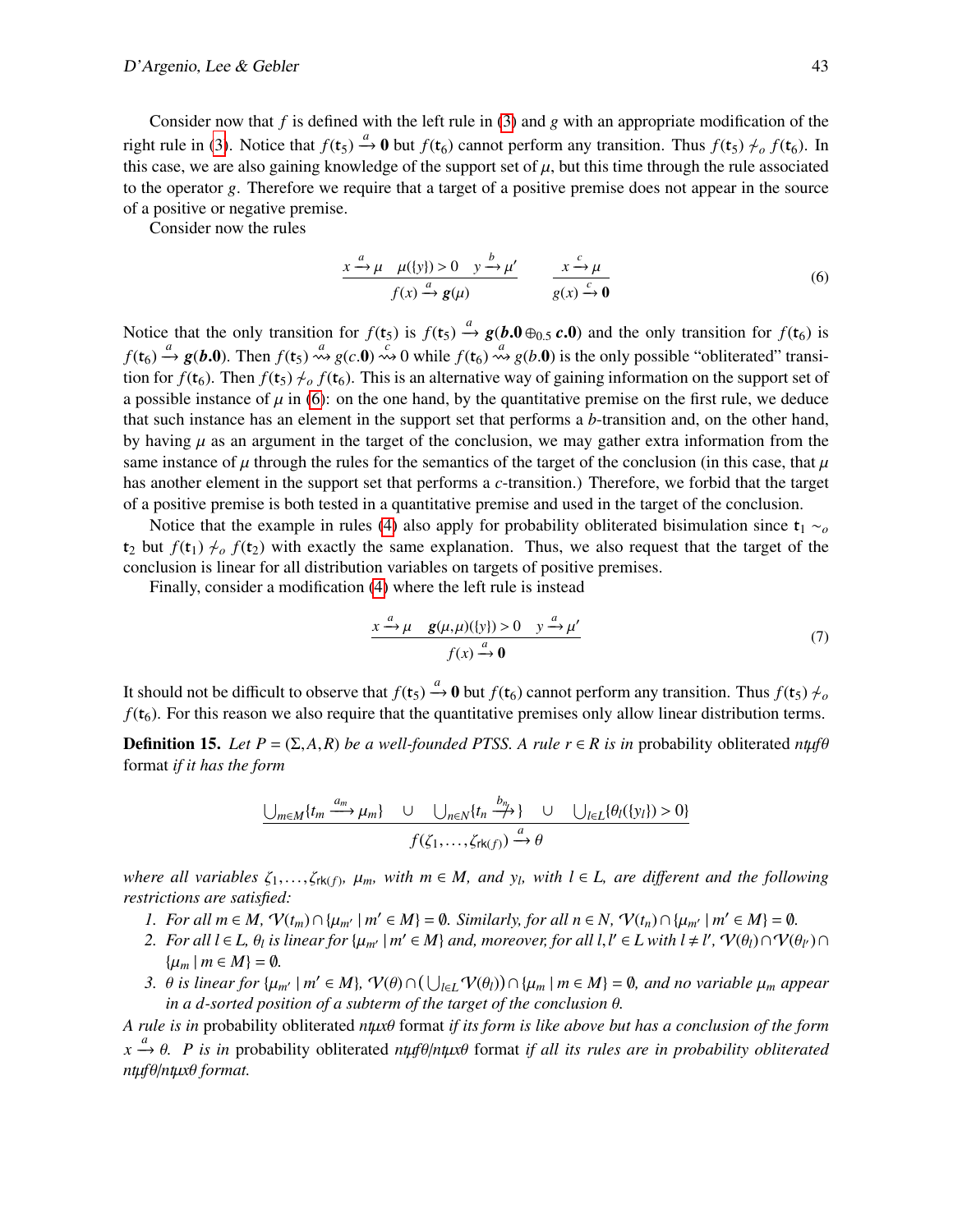Consider now that $f$ is defined with the left rule in (3) and $g$ with an appropriate modification of the right rule in (3). Notice that $f(\mathsf{t}_5) \xrightarrow{a} \mathbf{0}$ but $f(\mathsf{t}_6)$ cannot perform any transition. Thus $f(\mathsf{t}_5) \not\sim_o f(\mathsf{t}_6)$. In this case, we are also gaining knowledge of the support set of $\mu$, but this time through the rule associated to the operator $g$. Therefore we require that a target of a positive premise does not appear in the source of a positive or negative premise.

Consider now the rules

$$\frac{x \xrightarrow{a} \mu \quad \mu(\{y\}) > 0 \quad y \xrightarrow{b} \mu'}{f(x) \xrightarrow{a} \boldsymbol{g}(\mu)} \qquad \frac{x \xrightarrow{c} \mu}{g(x) \xrightarrow{c} \mathbf{0}} \tag{6}$$

Notice that the only transition for $f(\mathsf{t}_5)$ is $f(\mathsf{t}_5) \xrightarrow{a} \boldsymbol{g}(\boldsymbol{b}.\mathbf{0} \oplus_{0.5} \boldsymbol{c}.\mathbf{0})$ and the only transition for $f(\mathsf{t}_6)$ is $f(\mathsf{t}_6) \xrightarrow{a} \boldsymbol{g}(\boldsymbol{b}.\mathbf{0})$. Then $f(\mathsf{t}_5) \overset{a}{\rightsquigarrow} g(c.\mathbf{0}) \overset{c}{\rightsquigarrow} 0$ while $f(\mathsf{t}_6) \overset{a}{\rightsquigarrow} g(b.\mathbf{0})$ is the only possible "obliterated" transition for $f(\mathsf{t}_6)$. Then $f(\mathsf{t}_5) \not\sim_o f(\mathsf{t}_6)$. This is an alternative way of gaining information on the support set of a possible instance of $\mu$ in (6): on the one hand, by the quantitative premise on the first rule, we deduce that such instance has an element in the support set that performs a $b$-transition and, on the other hand, by having $\mu$ as an argument in the target of the conclusion, we may gather extra information from the same instance of $\mu$ through the rules for the semantics of the target of the conclusion (in this case, that $\mu$ has another element in the support set that performs a $c$-transition.) Therefore, we forbid that the target of a positive premise is both tested in a quantitative premise and used in the target of the conclusion.

Notice that the example in rules (4) also apply for probability obliterated bisimulation since $\mathsf{t}_1 \sim_o \mathsf{t}_2$ but $f(\mathsf{t}_1) \not\sim_o f(\mathsf{t}_2)$ with exactly the same explanation. Thus, we also request that the target of the conclusion is linear for all distribution variables on targets of positive premises.

Finally, consider a modification (4) where the left rule is instead

$$\frac{x \xrightarrow{a} \mu \quad \boldsymbol{g}(\mu,\mu)(\{y\}) > 0 \quad y \xrightarrow{a} \mu'}{f(x) \xrightarrow{a} \mathbf{0}} \tag{7}$$

It should not be difficult to observe that $f(\mathsf{t}_5) \xrightarrow{a} \mathbf{0}$ but $f(\mathsf{t}_6)$ cannot perform any transition. Thus $f(\mathsf{t}_5) \not\sim_o f(\mathsf{t}_6)$. For this reason we also require that the quantitative premises only allow linear distribution terms.

**Definition 15.** *Let $P = (\Sigma, A, R)$ be a well-founded PTSS. A rule $r \in R$ is in* probability obliterated *ntμfθ* format *if it has the form*

$$\frac{\bigcup_{m\in M}\{t_m \xrightarrow{a_m} \mu_m\} \quad \cup \quad \bigcup_{n\in N}\{t_n \overset{b_n}{\not\rightarrow}\} \quad \cup \quad \bigcup_{l\in L}\{\theta_l(\{y_l\}) > 0\}}{f(\zeta_1,\ldots,\zeta_{\mathsf{rk}(f)}) \xrightarrow{a} \theta}$$

*where all variables $\zeta_1,\ldots,\zeta_{\mathsf{rk}(f)}$, $\mu_m$, with $m \in M$, and $y_l$, with $l \in L$, are different and the following restrictions are satisfied:*

1. *For all $m \in M$, $\mathcal{V}(t_m) \cap \{\mu_{m'} \mid m' \in M\} = \emptyset$. Similarly, for all $n \in N$, $\mathcal{V}(t_n) \cap \{\mu_{m'} \mid m' \in M\} = \emptyset$.*
2. *For all $l \in L$, $\theta_l$ is linear for $\{\mu_{m'} \mid m' \in M\}$ and, moreover, for all $l,l' \in L$ with $l \neq l'$, $\mathcal{V}(\theta_l) \cap \mathcal{V}(\theta_{l'}) \cap \{\mu_m \mid m \in M\} = \emptyset$.*
3. *$\theta$ is linear for $\{\mu_{m'} \mid m' \in M\}$, $\mathcal{V}(\theta) \cap \left(\bigcup_{l\in L}\mathcal{V}(\theta_l)\right) \cap \{\mu_m \mid m \in M\} = \emptyset$, and no variable $\mu_m$ appear in a $d$-sorted position of a subterm of the target of the conclusion $\theta$.*

*A rule is in* probability obliterated *ntμxθ* format *if its form is like above but has a conclusion of the form $x \xrightarrow{a} \theta$. $P$ is in* probability obliterated *ntμfθ/ntμxθ* format *if all its rules are in probability obliterated ntμfθ/ntμxθ format.*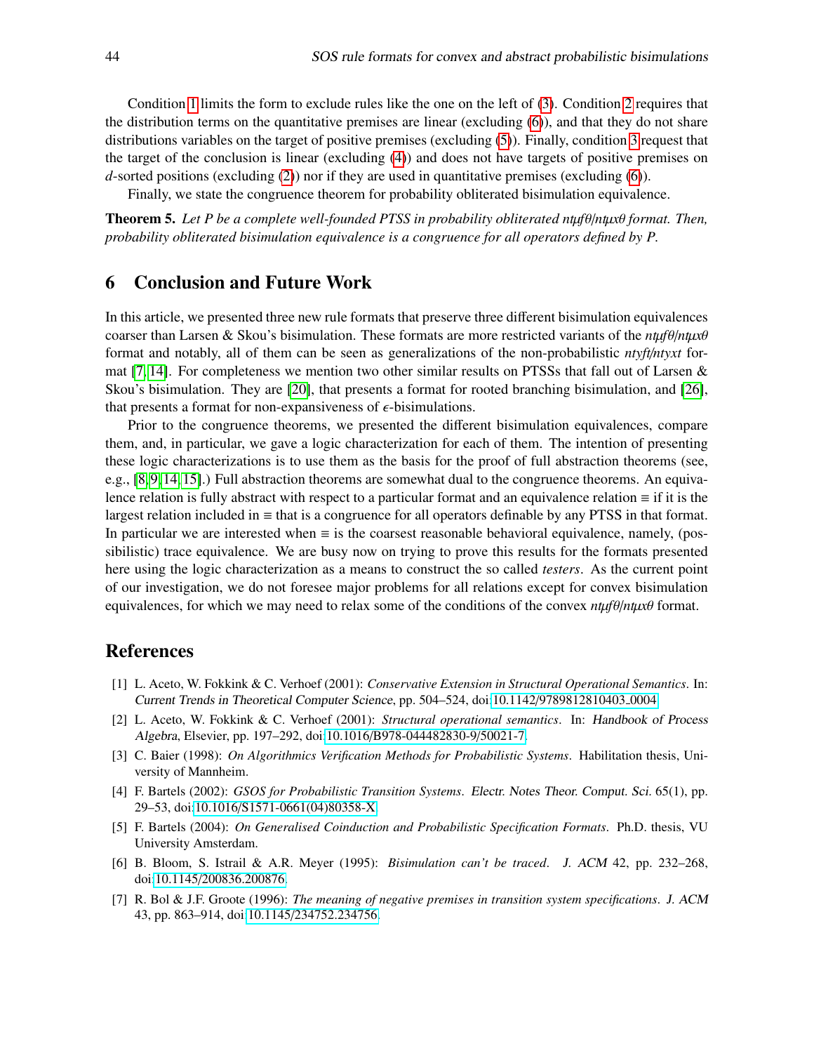Condition 1 limits the form to exclude rules like the one on the left of (3). Condition 2 requires that the distribution terms on the quantitative premises are linear (excluding (6)), and that they do not share distributions variables on the target of positive premises (excluding (5)). Finally, condition 3 request that the target of the conclusion is linear (excluding (4)) and does not have targets of positive premises on $d$-sorted positions (excluding (2)) nor if they are used in quantitative premises (excluding (6)).

Finally, we state the congruence theorem for probability obliterated bisimulation equivalence.

**Theorem 5.** *Let P be a complete well-founded PTSS in probability obliterated ntµfθ/ntµxθ format. Then, probability obliterated bisimulation equivalence is a congruence for all operators defined by P.*

## 6 Conclusion and Future Work

In this article, we presented three new rule formats that preserve three different bisimulation equivalences coarser than Larsen & Skou's bisimulation. These formats are more restricted variants of the *ntµfθ/ntµxθ* format and notably, all of them can be seen as generalizations of the non-probabilistic *ntyft/ntyxt* format [7, 14]. For completeness we mention two other similar results on PTSSs that fall out of Larsen & Skou's bisimulation. They are [20], that presents a format for rooted branching bisimulation, and [26], that presents a format for non-expansiveness of $\epsilon$-bisimulations.

Prior to the congruence theorems, we presented the different bisimulation equivalences, compare them, and, in particular, we gave a logic characterization for each of them. The intention of presenting these logic characterizations is to use them as the basis for the proof of full abstraction theorems (see, e.g., [8, 9, 14, 15].) Full abstraction theorems are somewhat dual to the congruence theorems. An equivalence relation is fully abstract with respect to a particular format and an equivalence relation $\equiv$ if it is the largest relation included in $\equiv$ that is a congruence for all operators definable by any PTSS in that format. In particular we are interested when $\equiv$ is the coarsest reasonable behavioral equivalence, namely, (possibilistic) trace equivalence. We are busy now on trying to prove this results for the formats presented here using the logic characterization as a means to construct the so called *testers*. As the current point of our investigation, we do not foresee major problems for all relations except for convex bisimulation equivalences, for which we may need to relax some of the conditions of the convex *ntµfθ/ntµxθ* format.

## References

[1] L. Aceto, W. Fokkink & C. Verhoef (2001): *Conservative Extension in Structural Operational Semantics*. In: Current Trends in Theoretical Computer Science, pp. 504–524, doi:10.1142/9789812810403_0004.

[2] L. Aceto, W. Fokkink & C. Verhoef (2001): *Structural operational semantics*. In: Handbook of Process Algebra, Elsevier, pp. 197–292, doi:10.1016/B978-044482830-9/50021-7.

[3] C. Baier (1998): *On Algorithmics Verification Methods for Probabilistic Systems*. Habilitation thesis, University of Mannheim.

[4] F. Bartels (2002): *GSOS for Probabilistic Transition Systems*. Electr. Notes Theor. Comput. Sci. 65(1), pp. 29–53, doi:10.1016/S1571-0661(04)80358-X.

[5] F. Bartels (2004): *On Generalised Coinduction and Probabilistic Specification Formats*. Ph.D. thesis, VU University Amsterdam.

[6] B. Bloom, S. Istrail & A.R. Meyer (1995): *Bisimulation can't be traced*. J. ACM 42, pp. 232–268, doi:10.1145/200836.200876.

[7] R. Bol & J.F. Groote (1996): *The meaning of negative premises in transition system specifications*. J. ACM 43, pp. 863–914, doi:10.1145/234752.234756.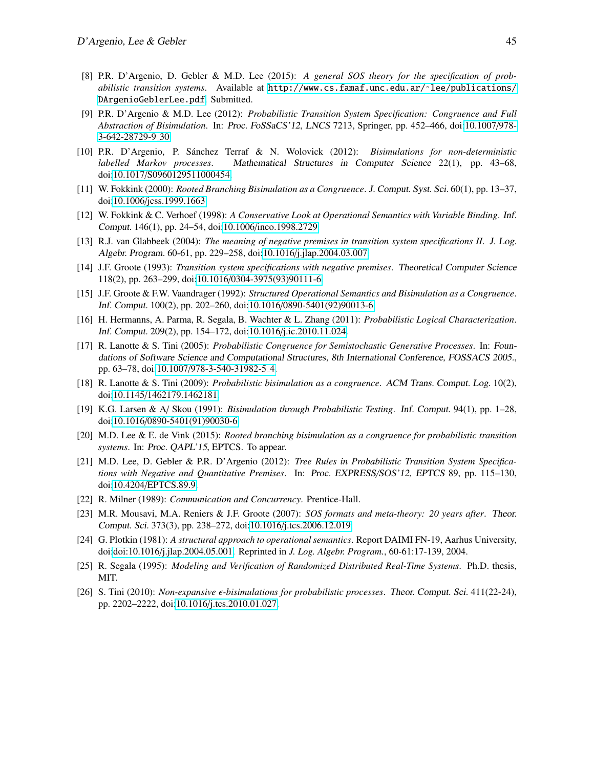[8] P.R. D'Argenio, D. Gebler & M.D. Lee (2015): *A general SOS theory for the specification of probabilistic transition systems*. Available at http://www.cs.famaf.unc.edu.ar/~lee/publications/DArgenioGeblerLee.pdf. Submitted.

[9] P.R. D'Argenio & M.D. Lee (2012): *Probabilistic Transition System Specification: Congruence and Full Abstraction of Bisimulation*. In: Proc. FoSSaCS'12, LNCS 7213, Springer, pp. 452–466, doi:10.1007/978-3-642-28729-9_30.

[10] P.R. D'Argenio, P. Sánchez Terraf & N. Wolovick (2012): *Bisimulations for non-deterministic labelled Markov processes*. Mathematical Structures in Computer Science 22(1), pp. 43–68, doi:10.1017/S0960129511000454.

[11] W. Fokkink (2000): *Rooted Branching Bisimulation as a Congruence*. J. Comput. Syst. Sci. 60(1), pp. 13–37, doi:10.1006/jcss.1999.1663.

[12] W. Fokkink & C. Verhoef (1998): *A Conservative Look at Operational Semantics with Variable Binding*. Inf. Comput. 146(1), pp. 24–54, doi:10.1006/inco.1998.2729.

[13] R.J. van Glabbeek (2004): *The meaning of negative premises in transition system specifications II*. J. Log. Algebr. Program. 60-61, pp. 229–258, doi:10.1016/j.jlap.2004.03.007.

[14] J.F. Groote (1993): *Transition system specifications with negative premises*. Theoretical Computer Science 118(2), pp. 263–299, doi:10.1016/0304-3975(93)90111-6.

[15] J.F. Groote & F.W. Vaandrager (1992): *Structured Operational Semantics and Bisimulation as a Congruence*. Inf. Comput. 100(2), pp. 202–260, doi:10.1016/0890-5401(92)90013-6.

[16] H. Hermanns, A. Parma, R. Segala, B. Wachter & L. Zhang (2011): *Probabilistic Logical Characterization*. Inf. Comput. 209(2), pp. 154–172, doi:10.1016/j.ic.2010.11.024.

[17] R. Lanotte & S. Tini (2005): *Probabilistic Congruence for Semistochastic Generative Processes*. In: Foundations of Software Science and Computational Structures, 8th International Conference, FOSSACS 2005., pp. 63–78, doi:10.1007/978-3-540-31982-5_4.

[18] R. Lanotte & S. Tini (2009): *Probabilistic bisimulation as a congruence*. ACM Trans. Comput. Log. 10(2), doi:10.1145/1462179.1462181.

[19] K.G. Larsen & A/ Skou (1991): *Bisimulation through Probabilistic Testing*. Inf. Comput. 94(1), pp. 1–28, doi:10.1016/0890-5401(91)90030-6.

[20] M.D. Lee & E. de Vink (2015): *Rooted branching bisimulation as a congruence for probabilistic transition systems*. In: Proc. QAPL'15, EPTCS. To appear.

[21] M.D. Lee, D. Gebler & P.R. D'Argenio (2012): *Tree Rules in Probabilistic Transition System Specifications with Negative and Quantitative Premises*. In: Proc. EXPRESS/SOS'12, EPTCS 89, pp. 115–130, doi:10.4204/EPTCS.89.9.

[22] R. Milner (1989): *Communication and Concurrency*. Prentice-Hall.

[23] M.R. Mousavi, M.A. Reniers & J.F. Groote (2007): *SOS formats and meta-theory: 20 years after*. Theor. Comput. Sci. 373(3), pp. 238–272, doi:10.1016/j.tcs.2006.12.019.

[24] G. Plotkin (1981): *A structural approach to operational semantics*. Report DAIMI FN-19, Aarhus University, doi:doi:10.1016/j.jlap.2004.05.001. Reprinted in *J. Log. Algebr. Program.*, 60-61:17-139, 2004.

[25] R. Segala (1995): *Modeling and Verification of Randomized Distributed Real-Time Systems*. Ph.D. thesis, MIT.

[26] S. Tini (2010): *Non-expansive $\epsilon$-bisimulations for probabilistic processes*. Theor. Comput. Sci. 411(22-24), pp. 2202–2222, doi:10.1016/j.tcs.2010.01.027.